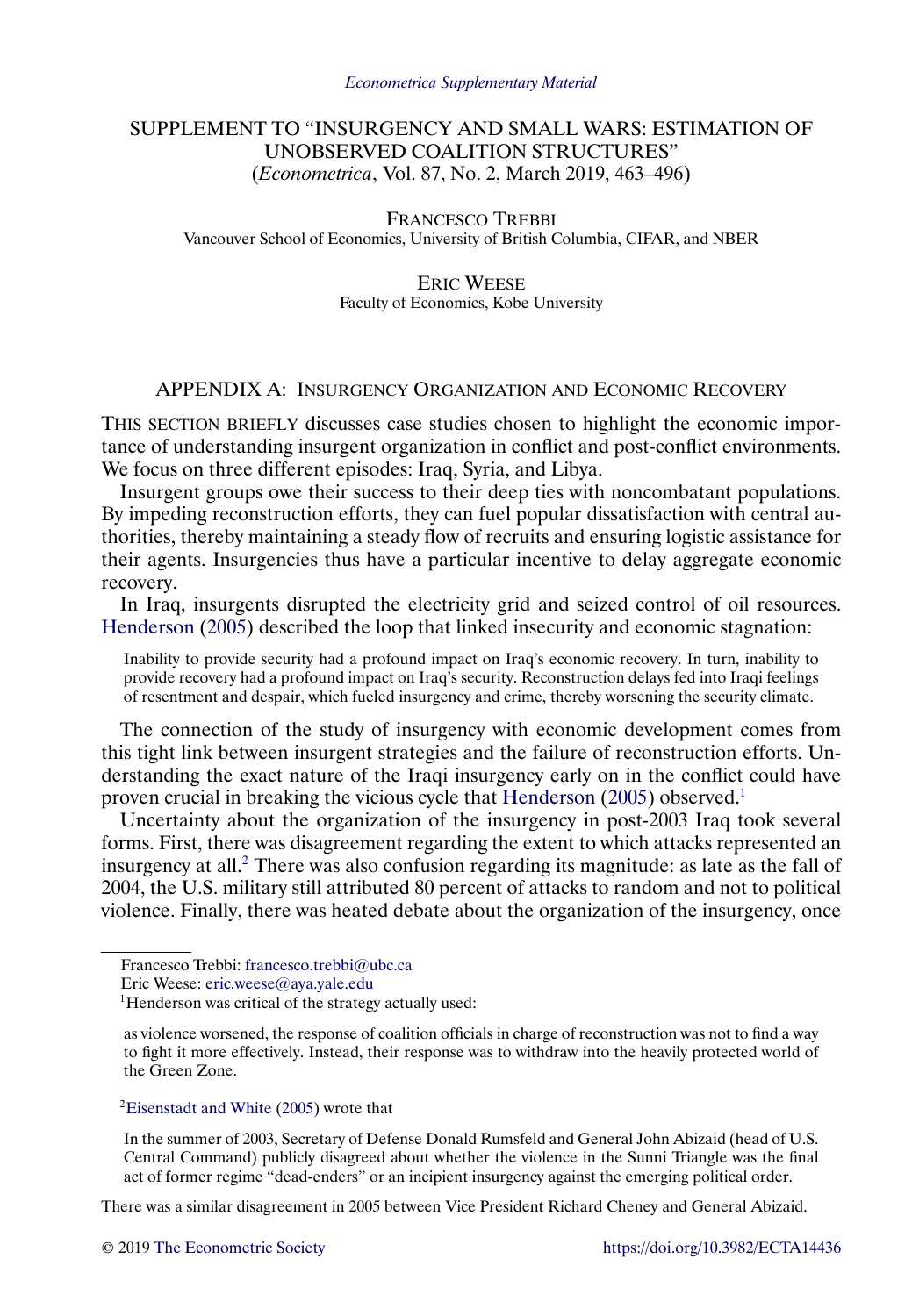*Econometrica Supplementary Material*

# SUPPLEMENT TO "INSURGENCY AND SMALL WARS: ESTIMATION OF UNOBSERVED COALITION STRUCTURES"
(*Econometrica*, Vol. 87, No. 2, March 2019, 463–496)

FRANCESCO TREBBI
Vancouver School of Economics, University of British Columbia, CIFAR, and NBER

ERIC WEESE
Faculty of Economics, Kobe University

## APPENDIX A: INSURGENCY ORGANIZATION AND ECONOMIC RECOVERY

THIS SECTION BRIEFLY discusses case studies chosen to highlight the economic importance of understanding insurgent organization in conflict and post-conflict environments. We focus on three different episodes: Iraq, Syria, and Libya.

Insurgent groups owe their success to their deep ties with noncombatant populations. By impeding reconstruction efforts, they can fuel popular dissatisfaction with central authorities, thereby maintaining a steady flow of recruits and ensuring logistic assistance for their agents. Insurgencies thus have a particular incentive to delay aggregate economic recovery.

In Iraq, insurgents disrupted the electricity grid and seized control of oil resources. Henderson (2005) described the loop that linked insecurity and economic stagnation:

> Inability to provide security had a profound impact on Iraq's economic recovery. In turn, inability to provide recovery had a profound impact on Iraq's security. Reconstruction delays fed into Iraqi feelings of resentment and despair, which fueled insurgency and crime, thereby worsening the security climate.

The connection of the study of insurgency with economic development comes from this tight link between insurgent strategies and the failure of reconstruction efforts. Understanding the exact nature of the Iraqi insurgency early on in the conflict could have proven crucial in breaking the vicious cycle that Henderson (2005) observed.[1]

Uncertainty about the organization of the insurgency in post-2003 Iraq took several forms. First, there was disagreement regarding the extent to which attacks represented an insurgency at all.[2] There was also confusion regarding its magnitude: as late as the fall of 2004, the U.S. military still attributed 80 percent of attacks to random and not to political violence. Finally, there was heated debate about the organization of the insurgency, once

---

Francesco Trebbi: francesco.trebbi@ubc.ca
Eric Weese: eric.weese@aya.yale.edu

[1] Henderson was critical of the strategy actually used:

> as violence worsened, the response of coalition officials in charge of reconstruction was not to find a way to fight it more effectively. Instead, their response was to withdraw into the heavily protected world of the Green Zone.

[2] Eisenstadt and White (2005) wrote that

> In the summer of 2003, Secretary of Defense Donald Rumsfeld and General John Abizaid (head of U.S. Central Command) publicly disagreed about whether the violence in the Sunni Triangle was the final act of former regime "dead-enders" or an incipient insurgency against the emerging political order.

There was a similar disagreement in 2005 between Vice President Richard Cheney and General Abizaid.

© 2019 The Econometric Society https://doi.org/10.3982/ECTA14436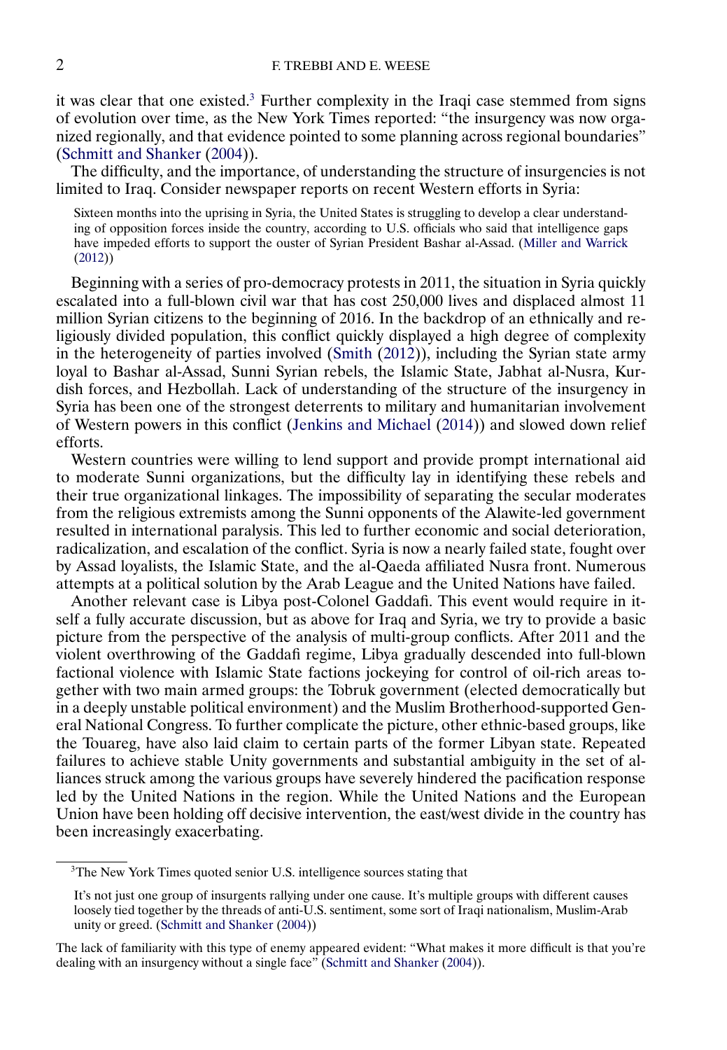it was clear that one existed.[3] Further complexity in the Iraqi case stemmed from signs of evolution over time, as the New York Times reported: "the insurgency was now organized regionally, and that evidence pointed to some planning across regional boundaries" (Schmitt and Shanker (2004)).

The difficulty, and the importance, of understanding the structure of insurgencies is not limited to Iraq. Consider newspaper reports on recent Western efforts in Syria:

> Sixteen months into the uprising in Syria, the United States is struggling to develop a clear understanding of opposition forces inside the country, according to U.S. officials who said that intelligence gaps have impeded efforts to support the ouster of Syrian President Bashar al-Assad. (Miller and Warrick (2012))

Beginning with a series of pro-democracy protests in 2011, the situation in Syria quickly escalated into a full-blown civil war that has cost 250,000 lives and displaced almost 11 million Syrian citizens to the beginning of 2016. In the backdrop of an ethnically and religiously divided population, this conflict quickly displayed a high degree of complexity in the heterogeneity of parties involved (Smith (2012)), including the Syrian state army loyal to Bashar al-Assad, Sunni Syrian rebels, the Islamic State, Jabhat al-Nusra, Kurdish forces, and Hezbollah. Lack of understanding of the structure of the insurgency in Syria has been one of the strongest deterrents to military and humanitarian involvement of Western powers in this conflict (Jenkins and Michael (2014)) and slowed down relief efforts.

Western countries were willing to lend support and provide prompt international aid to moderate Sunni organizations, but the difficulty lay in identifying these rebels and their true organizational linkages. The impossibility of separating the secular moderates from the religious extremists among the Sunni opponents of the Alawite-led government resulted in international paralysis. This led to further economic and social deterioration, radicalization, and escalation of the conflict. Syria is now a nearly failed state, fought over by Assad loyalists, the Islamic State, and the al-Qaeda affiliated Nusra front. Numerous attempts at a political solution by the Arab League and the United Nations have failed.

Another relevant case is Libya post-Colonel Gaddafi. This event would require in itself a fully accurate discussion, but as above for Iraq and Syria, we try to provide a basic picture from the perspective of the analysis of multi-group conflicts. After 2011 and the violent overthrowing of the Gaddafi regime, Libya gradually descended into full-blown factional violence with Islamic State factions jockeying for control of oil-rich areas together with two main armed groups: the Tobruk government (elected democratically but in a deeply unstable political environment) and the Muslim Brotherhood-supported General National Congress. To further complicate the picture, other ethnic-based groups, like the Touareg, have also laid claim to certain parts of the former Libyan state. Repeated failures to achieve stable Unity governments and substantial ambiguity in the set of alliances struck among the various groups have severely hindered the pacification response led by the United Nations in the region. While the United Nations and the European Union have been holding off decisive intervention, the east/west divide in the country has been increasingly exacerbating.

---

[3]The New York Times quoted senior U.S. intelligence sources stating that

> It's not just one group of insurgents rallying under one cause. It's multiple groups with different causes loosely tied together by the threads of anti-U.S. sentiment, some sort of Iraqi nationalism, Muslim-Arab unity or greed. (Schmitt and Shanker (2004))

The lack of familiarity with this type of enemy appeared evident: "What makes it more difficult is that you're dealing with an insurgency without a single face" (Schmitt and Shanker (2004)).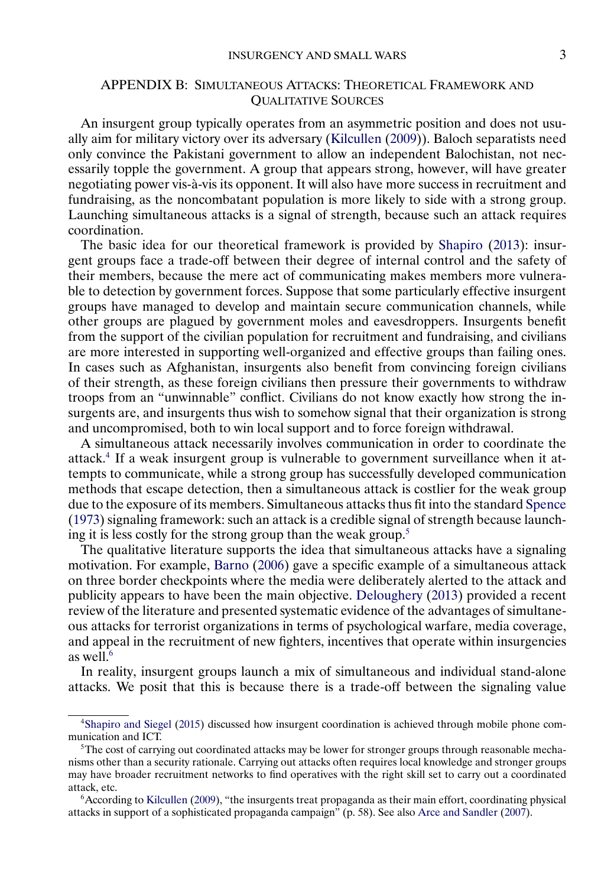## APPENDIX B: SIMULTANEOUS ATTACKS: THEORETICAL FRAMEWORK AND QUALITATIVE SOURCES

An insurgent group typically operates from an asymmetric position and does not usually aim for military victory over its adversary (Kilcullen (2009)). Baloch separatists need only convince the Pakistani government to allow an independent Balochistan, not necessarily topple the government. A group that appears strong, however, will have greater negotiating power vis-à-vis its opponent. It will also have more success in recruitment and fundraising, as the noncombatant population is more likely to side with a strong group. Launching simultaneous attacks is a signal of strength, because such an attack requires coordination.

The basic idea for our theoretical framework is provided by Shapiro (2013): insurgent groups face a trade-off between their degree of internal control and the safety of their members, because the mere act of communicating makes members more vulnerable to detection by government forces. Suppose that some particularly effective insurgent groups have managed to develop and maintain secure communication channels, while other groups are plagued by government moles and eavesdroppers. Insurgents benefit from the support of the civilian population for recruitment and fundraising, and civilians are more interested in supporting well-organized and effective groups than failing ones. In cases such as Afghanistan, insurgents also benefit from convincing foreign civilians of their strength, as these foreign civilians then pressure their governments to withdraw troops from an "unwinnable" conflict. Civilians do not know exactly how strong the insurgents are, and insurgents thus wish to somehow signal that their organization is strong and uncompromised, both to win local support and to force foreign withdrawal.

A simultaneous attack necessarily involves communication in order to coordinate the attack.[4] If a weak insurgent group is vulnerable to government surveillance when it attempts to communicate, while a strong group has successfully developed communication methods that escape detection, then a simultaneous attack is costlier for the weak group due to the exposure of its members. Simultaneous attacks thus fit into the standard Spence (1973) signaling framework: such an attack is a credible signal of strength because launching it is less costly for the strong group than the weak group.[5]

The qualitative literature supports the idea that simultaneous attacks have a signaling motivation. For example, Barno (2006) gave a specific example of a simultaneous attack on three border checkpoints where the media were deliberately alerted to the attack and publicity appears to have been the main objective. Deloughery (2013) provided a recent review of the literature and presented systematic evidence of the advantages of simultaneous attacks for terrorist organizations in terms of psychological warfare, media coverage, and appeal in the recruitment of new fighters, incentives that operate within insurgencies as well.[6]

In reality, insurgent groups launch a mix of simultaneous and individual stand-alone attacks. We posit that this is because there is a trade-off between the signaling value

---

[4] Shapiro and Siegel (2015) discussed how insurgent coordination is achieved through mobile phone communication and ICT.

[5] The cost of carrying out coordinated attacks may be lower for stronger groups through reasonable mechanisms other than a security rationale. Carrying out attacks often requires local knowledge and stronger groups may have broader recruitment networks to find operatives with the right skill set to carry out a coordinated attack, etc.

[6] According to Kilcullen (2009), "the insurgents treat propaganda as their main effort, coordinating physical attacks in support of a sophisticated propaganda campaign" (p. 58). See also Arce and Sandler (2007).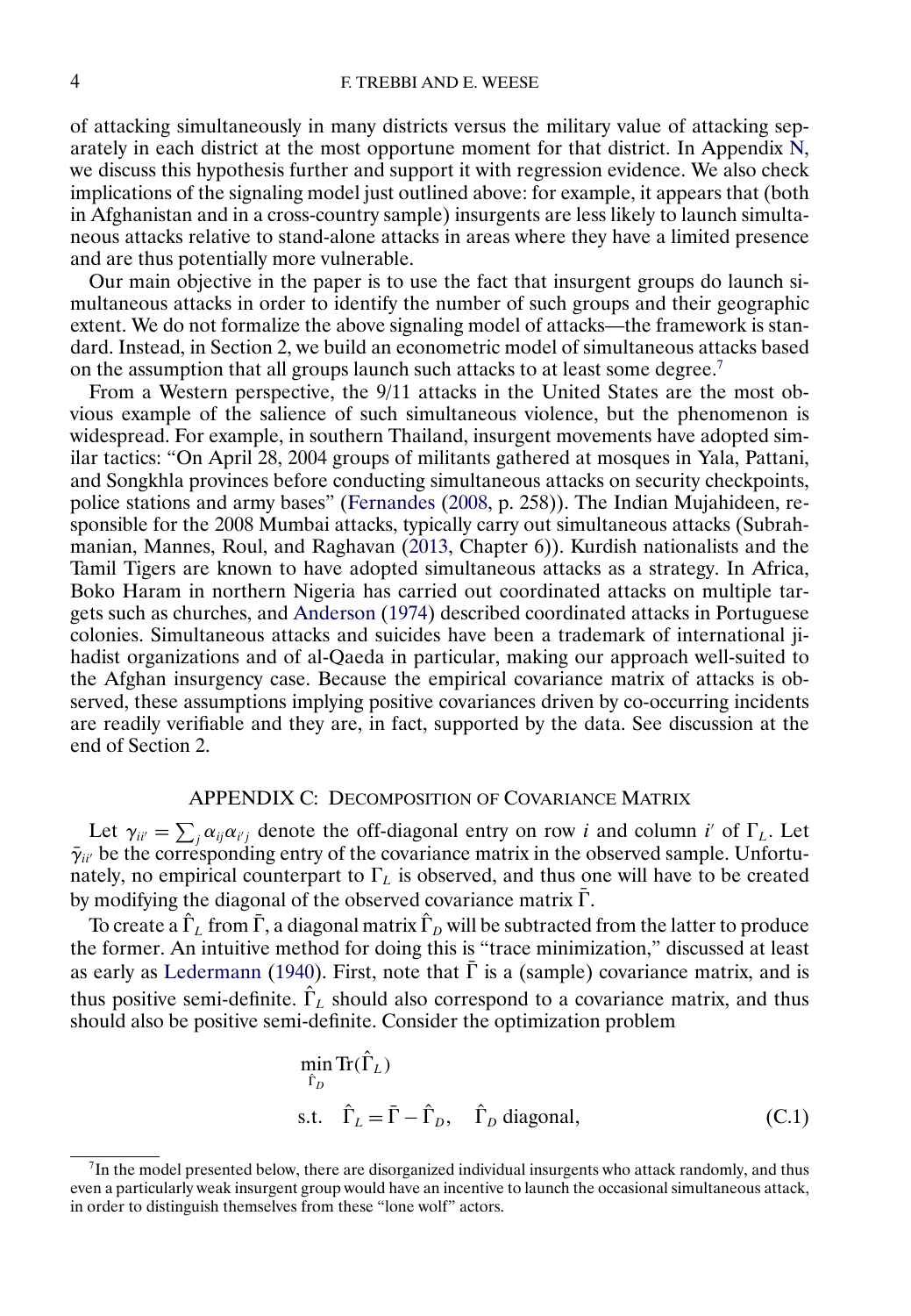of attacking simultaneously in many districts versus the military value of attacking separately in each district at the most opportune moment for that district. In Appendix N, we discuss this hypothesis further and support it with regression evidence. We also check implications of the signaling model just outlined above: for example, it appears that (both in Afghanistan and in a cross-country sample) insurgents are less likely to launch simultaneous attacks relative to stand-alone attacks in areas where they have a limited presence and are thus potentially more vulnerable.

Our main objective in the paper is to use the fact that insurgent groups do launch simultaneous attacks in order to identify the number of such groups and their geographic extent. We do not formalize the above signaling model of attacks—the framework is standard. Instead, in Section 2, we build an econometric model of simultaneous attacks based on the assumption that all groups launch such attacks to at least some degree.[7]

From a Western perspective, the 9/11 attacks in the United States are the most obvious example of the salience of such simultaneous violence, but the phenomenon is widespread. For example, in southern Thailand, insurgent movements have adopted similar tactics: "On April 28, 2004 groups of militants gathered at mosques in Yala, Pattani, and Songkhla provinces before conducting simultaneous attacks on security checkpoints, police stations and army bases" (Fernandes (2008, p. 258)). The Indian Mujahideen, responsible for the 2008 Mumbai attacks, typically carry out simultaneous attacks (Subrahmanian, Mannes, Roul, and Raghavan (2013, Chapter 6)). Kurdish nationalists and the Tamil Tigers are known to have adopted simultaneous attacks as a strategy. In Africa, Boko Haram in northern Nigeria has carried out coordinated attacks on multiple targets such as churches, and Anderson (1974) described coordinated attacks in Portuguese colonies. Simultaneous attacks and suicides have been a trademark of international jihadist organizations and of al-Qaeda in particular, making our approach well-suited to the Afghan insurgency case. Because the empirical covariance matrix of attacks is observed, these assumptions implying positive covariances driven by co-occurring incidents are readily verifiable and they are, in fact, supported by the data. See discussion at the end of Section 2.

## APPENDIX C: DECOMPOSITION OF COVARIANCE MATRIX

Let $\gamma_{ii'} = \sum_j \alpha_{ij}\alpha_{i'j}$ denote the off-diagonal entry on row $i$ and column $i'$ of $\Gamma_L$. Let $\bar{\gamma}_{ii'}$ be the corresponding entry of the covariance matrix in the observed sample. Unfortunately, no empirical counterpart to $\Gamma_L$ is observed, and thus one will have to be created by modifying the diagonal of the observed covariance matrix $\bar{\Gamma}$.

To create a $\hat{\Gamma}_L$ from $\bar{\Gamma}$, a diagonal matrix $\hat{\Gamma}_D$ will be subtracted from the latter to produce the former. An intuitive method for doing this is "trace minimization," discussed at least as early as Ledermann (1940). First, note that $\bar{\Gamma}$ is a (sample) covariance matrix, and is thus positive semi-definite. $\hat{\Gamma}_L$ should also correspond to a covariance matrix, and thus should also be positive semi-definite. Consider the optimization problem

$$\min_{\hat{\Gamma}_D} \operatorname{Tr}(\hat{\Gamma}_L)$$
$$\text{s.t.} \quad \hat{\Gamma}_L = \bar{\Gamma} - \hat{\Gamma}_D, \quad \hat{\Gamma}_D \text{ diagonal}, \tag{C.1}$$

[7] In the model presented below, there are disorganized individual insurgents who attack randomly, and thus even a particularly weak insurgent group would have an incentive to launch the occasional simultaneous attack, in order to distinguish themselves from these "lone wolf" actors.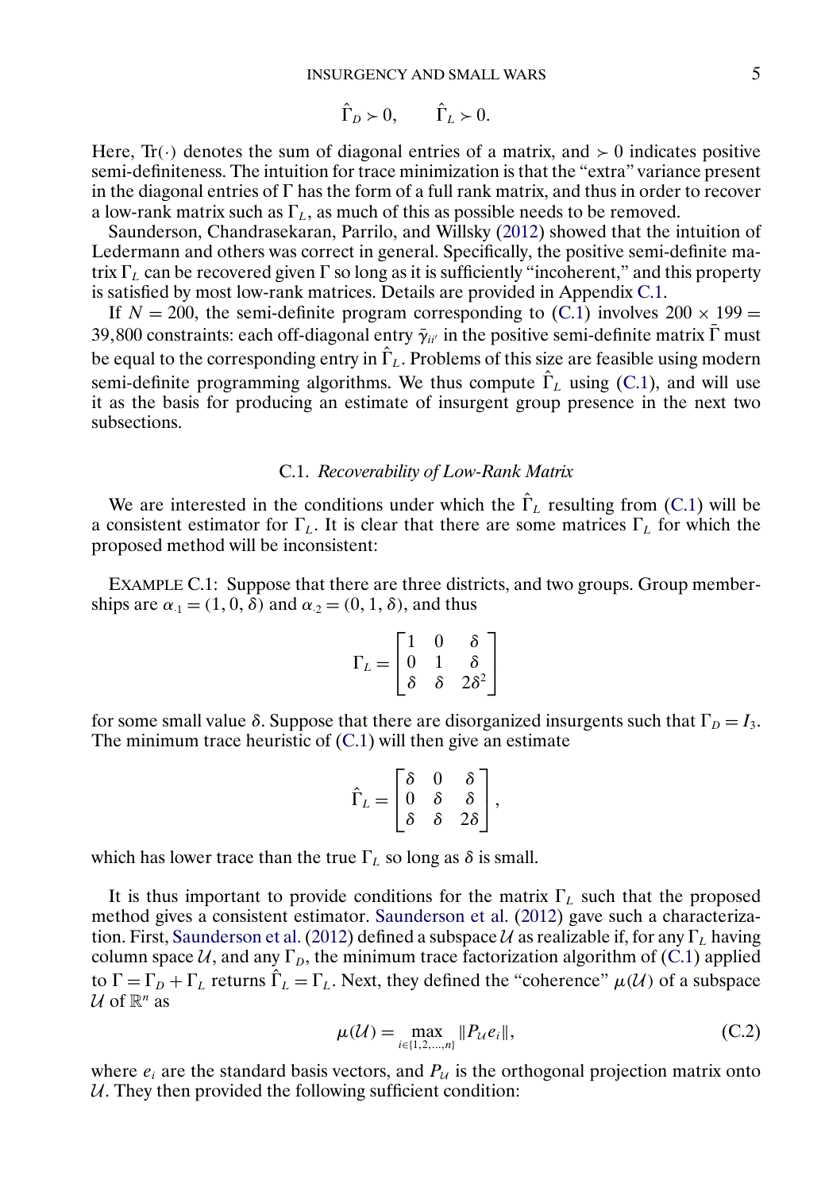$$\hat{\Gamma}_D \succ 0, \qquad \hat{\Gamma}_L \succ 0.$$

Here, $\mathrm{Tr}(\cdot)$ denotes the sum of diagonal entries of a matrix, and $\succ 0$ indicates positive semi-definiteness. The intuition for trace minimization is that the "extra" variance present in the diagonal entries of $\Gamma$ has the form of a full rank matrix, and thus in order to recover a low-rank matrix such as $\Gamma_L$, as much of this as possible needs to be removed.

Saunderson, Chandrasekaran, Parrilo, and Willsky (2012) showed that the intuition of Ledermann and others was correct in general. Specifically, the positive semi-definite matrix $\Gamma_L$ can be recovered given $\Gamma$ so long as it is sufficiently "incoherent," and this property is satisfied by most low-rank matrices. Details are provided in Appendix C.1.

If $N = 200$, the semi-definite program corresponding to (C.1) involves $200 \times 199 = 39{,}800$ constraints: each off-diagonal entry $\bar{\gamma}_{ii'}$ in the positive semi-definite matrix $\bar{\Gamma}$ must be equal to the corresponding entry in $\hat{\Gamma}_L$. Problems of this size are feasible using modern semi-definite programming algorithms. We thus compute $\hat{\Gamma}_L$ using (C.1), and will use it as the basis for producing an estimate of insurgent group presence in the next two subsections.

## C.1. *Recoverability of Low-Rank Matrix*

We are interested in the conditions under which the $\hat{\Gamma}_L$ resulting from (C.1) will be a consistent estimator for $\Gamma_L$. It is clear that there are some matrices $\Gamma_L$ for which the proposed method will be inconsistent:

EXAMPLE C.1: Suppose that there are three districts, and two groups. Group memberships are $\alpha_{\cdot 1} = (1, 0, \delta)$ and $\alpha_{\cdot 2} = (0, 1, \delta)$, and thus

$$\Gamma_L = \begin{bmatrix} 1 & 0 & \delta \\ 0 & 1 & \delta \\ \delta & \delta & 2\delta^2 \end{bmatrix}$$

for some small value $\delta$. Suppose that there are disorganized insurgents such that $\Gamma_D = I_3$. The minimum trace heuristic of (C.1) will then give an estimate

$$\hat{\Gamma}_L = \begin{bmatrix} \delta & 0 & \delta \\ 0 & \delta & \delta \\ \delta & \delta & 2\delta \end{bmatrix},$$

which has lower trace than the true $\Gamma_L$ so long as $\delta$ is small.

It is thus important to provide conditions for the matrix $\Gamma_L$ such that the proposed method gives a consistent estimator. Saunderson et al. (2012) gave such a characterization. First, Saunderson et al. (2012) defined a subspace $\mathcal{U}$ as realizable if, for any $\Gamma_L$ having column space $\mathcal{U}$, and any $\Gamma_D$, the minimum trace factorization algorithm of (C.1) applied to $\Gamma = \Gamma_D + \Gamma_L$ returns $\hat{\Gamma}_L = \Gamma_L$. Next, they defined the "coherence" $\mu(\mathcal{U})$ of a subspace $\mathcal{U}$ of $\mathbb{R}^n$ as

$$\mu(\mathcal{U}) = \max_{i \in \{1,2,\dots,n\}} \|P_{\mathcal{U}} e_i\|, \tag{C.2}$$

where $e_i$ are the standard basis vectors, and $P_{\mathcal{U}}$ is the orthogonal projection matrix onto $\mathcal{U}$. They then provided the following sufficient condition: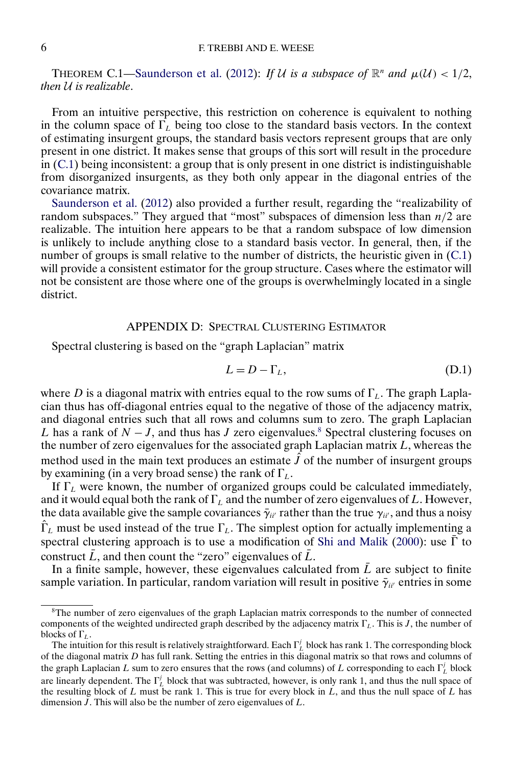THEOREM C.1—Saunderson et al. (2012): *If $\mathcal{U}$ is a subspace of $\mathbb{R}^n$ and $\mu(\mathcal{U}) < 1/2$, then $\mathcal{U}$ is realizable*.

From an intuitive perspective, this restriction on coherence is equivalent to nothing in the column space of $\Gamma_L$ being too close to the standard basis vectors. In the context of estimating insurgent groups, the standard basis vectors represent groups that are only present in one district. It makes sense that groups of this sort will result in the procedure in (C.1) being inconsistent: a group that is only present in one district is indistinguishable from disorganized insurgents, as they both only appear in the diagonal entries of the covariance matrix.

Saunderson et al. (2012) also provided a further result, regarding the "realizability of random subspaces." They argued that "most" subspaces of dimension less than $n/2$ are realizable. The intuition here appears to be that a random subspace of low dimension is unlikely to include anything close to a standard basis vector. In general, then, if the number of groups is small relative to the number of districts, the heuristic given in (C.1) will provide a consistent estimator for the group structure. Cases where the estimator will not be consistent are those where one of the groups is overwhelmingly located in a single district.

## APPENDIX D: SPECTRAL CLUSTERING ESTIMATOR

Spectral clustering is based on the "graph Laplacian" matrix

$$L = D - \Gamma_L, \tag{D.1}$$

where $D$ is a diagonal matrix with entries equal to the row sums of $\Gamma_L$. The graph Laplacian thus has off-diagonal entries equal to the negative of those of the adjacency matrix, and diagonal entries such that all rows and columns sum to zero. The graph Laplacian $L$ has a rank of $N - J$, and thus has $J$ zero eigenvalues.[8] Spectral clustering focuses on the number of zero eigenvalues for the associated graph Laplacian matrix $L$, whereas the method used in the main text produces an estimate $\hat{J}$ of the number of insurgent groups by examining (in a very broad sense) the rank of $\Gamma_L$.

If $\Gamma_L$ were known, the number of organized groups could be calculated immediately, and it would equal both the rank of $\Gamma_L$ and the number of zero eigenvalues of $L$. However, the data available give the sample covariances $\bar{\gamma}_{ii'}$ rather than the true $\gamma_{ii'}$, and thus a noisy $\hat{\Gamma}_L$ must be used instead of the true $\Gamma_L$. The simplest option for actually implementing a spectral clustering approach is to use a modification of Shi and Malik (2000): use $\bar{\Gamma}$ to construct $\bar{L}$, and then count the "zero" eigenvalues of $\bar{L}$.

In a finite sample, however, these eigenvalues calculated from $\bar{L}$ are subject to finite sample variation. In particular, random variation will result in positive $\bar{\gamma}_{ii'}$ entries in some

---

[8] The number of zero eigenvalues of the graph Laplacian matrix corresponds to the number of connected components of the weighted undirected graph described by the adjacency matrix $\Gamma_L$. This is $J$, the number of blocks of $\Gamma_L$.

The intuition for this result is relatively straightforward. Each $\Gamma_L^j$ block has rank 1. The corresponding block of the diagonal matrix $D$ has full rank. Setting the entries in this diagonal matrix so that rows and columns of the graph Laplacian $L$ sum to zero ensures that the rows (and columns) of $L$ corresponding to each $\Gamma_L^j$ block are linearly dependent. The $\Gamma_L^j$ block that was subtracted, however, is only rank 1, and thus the null space of the resulting block of $L$ must be rank 1. This is true for every block in $L$, and thus the null space of $L$ has dimension $J$. This will also be the number of zero eigenvalues of $L$.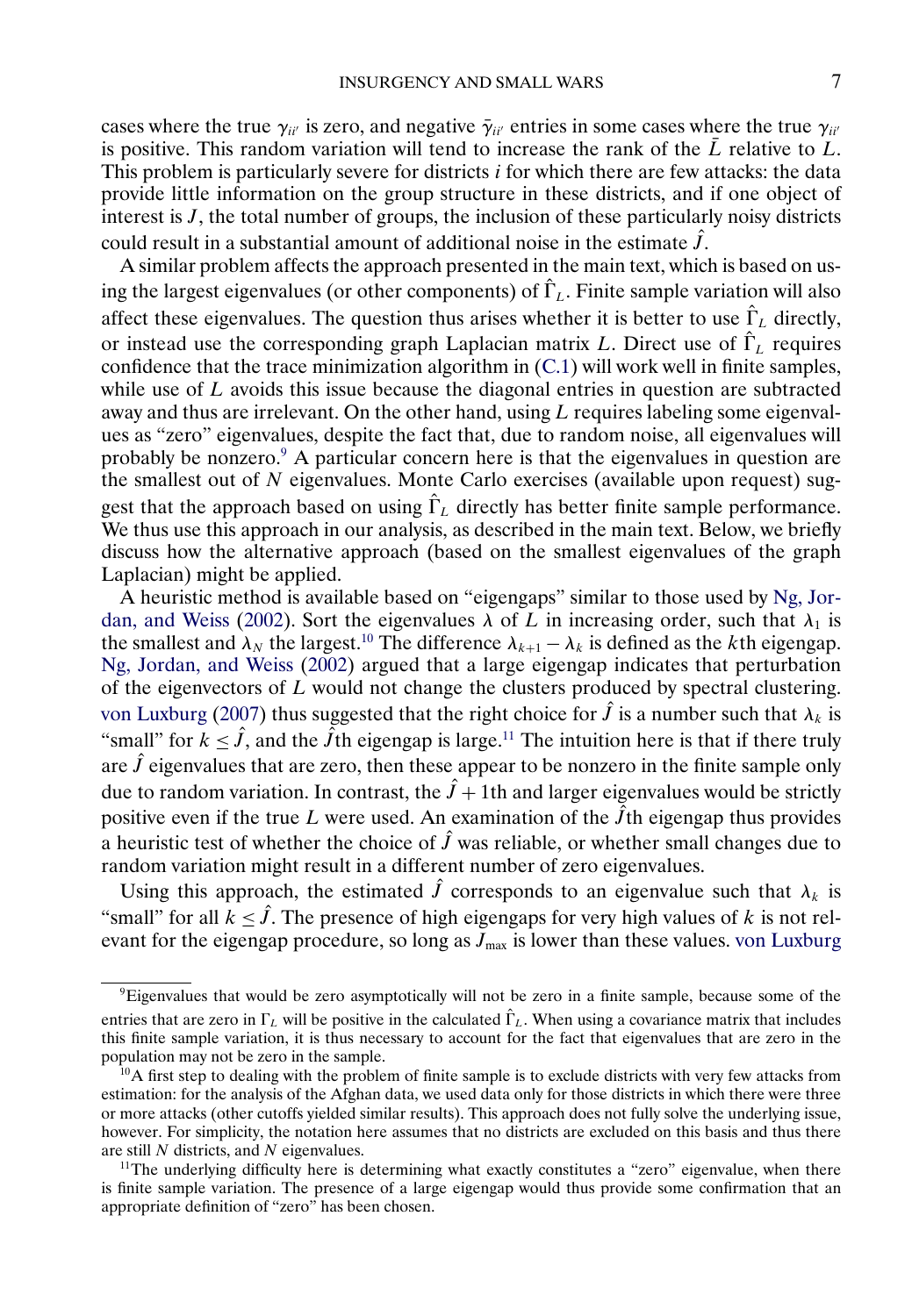cases where the true $\gamma_{ii'}$ is zero, and negative $\bar{\gamma}_{ii'}$ entries in some cases where the true $\gamma_{ii'}$ is positive. This random variation will tend to increase the rank of the $\bar{L}$ relative to $L$. This problem is particularly severe for districts $i$ for which there are few attacks: the data provide little information on the group structure in these districts, and if one object of interest is $J$, the total number of groups, the inclusion of these particularly noisy districts could result in a substantial amount of additional noise in the estimate $\hat{J}$.

A similar problem affects the approach presented in the main text, which is based on using the largest eigenvalues (or other components) of $\hat{\Gamma}_L$. Finite sample variation will also affect these eigenvalues. The question thus arises whether it is better to use $\hat{\Gamma}_L$ directly, or instead use the corresponding graph Laplacian matrix $L$. Direct use of $\hat{\Gamma}_L$ requires confidence that the trace minimization algorithm in (C.1) will work well in finite samples, while use of $L$ avoids this issue because the diagonal entries in question are subtracted away and thus are irrelevant. On the other hand, using $L$ requires labeling some eigenvalues as "zero" eigenvalues, despite the fact that, due to random noise, all eigenvalues will probably be nonzero.[9] A particular concern here is that the eigenvalues in question are the smallest out of $N$ eigenvalues. Monte Carlo exercises (available upon request) suggest that the approach based on using $\hat{\Gamma}_L$ directly has better finite sample performance. We thus use this approach in our analysis, as described in the main text. Below, we briefly discuss how the alternative approach (based on the smallest eigenvalues of the graph Laplacian) might be applied.

A heuristic method is available based on "eigengaps" similar to those used by Ng, Jordan, and Weiss (2002). Sort the eigenvalues $\lambda$ of $L$ in increasing order, such that $\lambda_1$ is the smallest and $\lambda_N$ the largest.[10] The difference $\lambda_{k+1} - \lambda_k$ is defined as the $k$th eigengap. Ng, Jordan, and Weiss (2002) argued that a large eigengap indicates that perturbation of the eigenvectors of $L$ would not change the clusters produced by spectral clustering. von Luxburg (2007) thus suggested that the right choice for $\hat{J}$ is a number such that $\lambda_k$ is "small" for $k \leq \hat{J}$, and the $\hat{J}$th eigengap is large.[11] The intuition here is that if there truly are $\hat{J}$ eigenvalues that are zero, then these appear to be nonzero in the finite sample only due to random variation. In contrast, the $\hat{J}+1$th and larger eigenvalues would be strictly positive even if the true $L$ were used. An examination of the $\hat{J}$th eigengap thus provides a heuristic test of whether the choice of $\hat{J}$ was reliable, or whether small changes due to random variation might result in a different number of zero eigenvalues.

Using this approach, the estimated $\hat{J}$ corresponds to an eigenvalue such that $\lambda_k$ is "small" for all $k \leq \hat{J}$. The presence of high eigengaps for very high values of $k$ is not relevant for the eigengap procedure, so long as $J_{\max}$ is lower than these values. von Luxburg

[9] Eigenvalues that would be zero asymptotically will not be zero in a finite sample, because some of the entries that are zero in $\Gamma_L$ will be positive in the calculated $\hat{\Gamma}_L$. When using a covariance matrix that includes this finite sample variation, it is thus necessary to account for the fact that eigenvalues that are zero in the population may not be zero in the sample.

[10] A first step to dealing with the problem of finite sample is to exclude districts with very few attacks from estimation: for the analysis of the Afghan data, we used data only for those districts in which there were three or more attacks (other cutoffs yielded similar results). This approach does not fully solve the underlying issue, however. For simplicity, the notation here assumes that no districts are excluded on this basis and thus there are still $N$ districts, and $N$ eigenvalues.

[11] The underlying difficulty here is determining what exactly constitutes a "zero" eigenvalue, when there is finite sample variation. The presence of a large eigengap would thus provide some confirmation that an appropriate definition of "zero" has been chosen.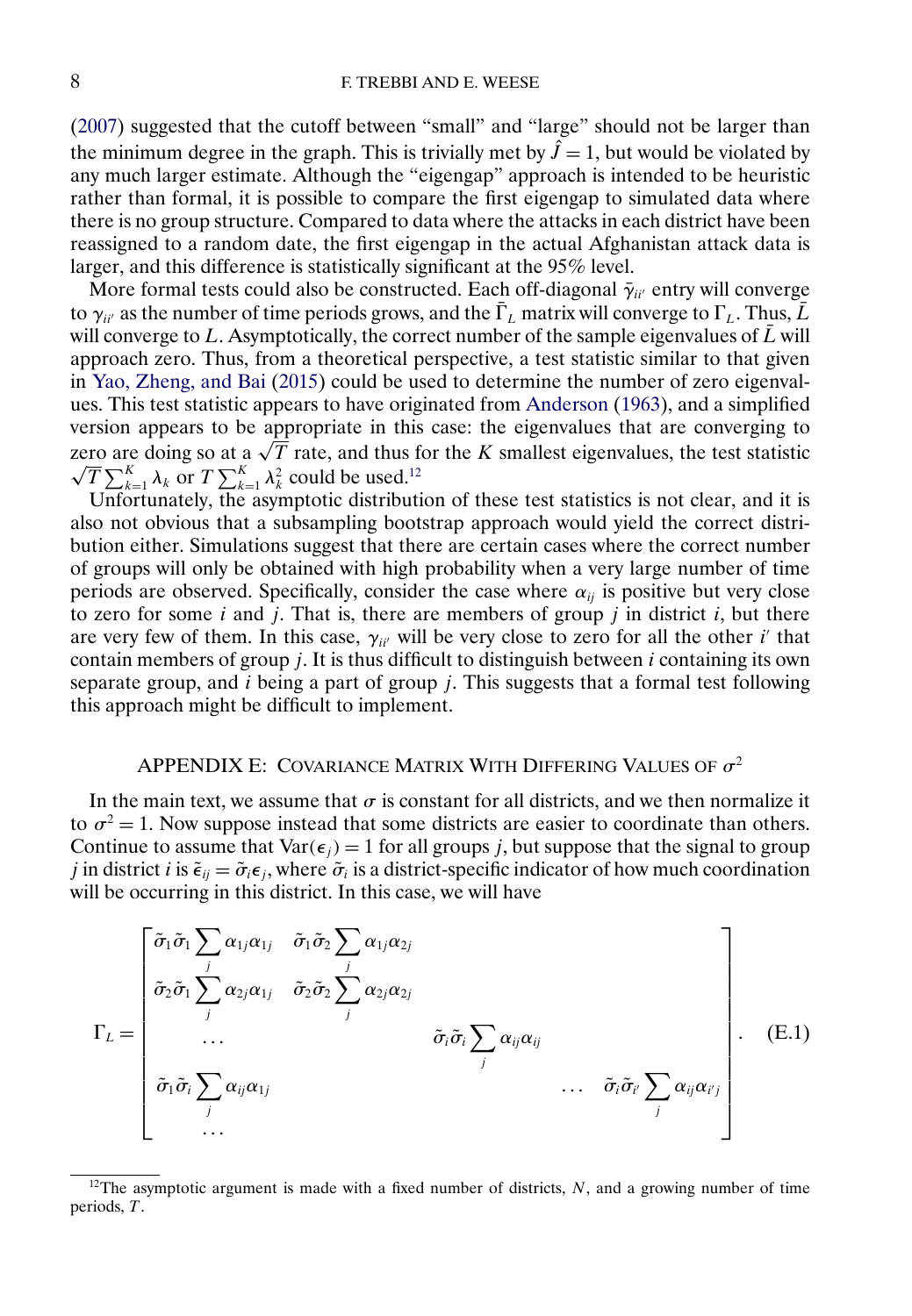(2007) suggested that the cutoff between "small" and "large" should not be larger than the minimum degree in the graph. This is trivially met by $\hat{J} = 1$, but would be violated by any much larger estimate. Although the "eigengap" approach is intended to be heuristic rather than formal, it is possible to compare the first eigengap to simulated data where there is no group structure. Compared to data where the attacks in each district have been reassigned to a random date, the first eigengap in the actual Afghanistan attack data is larger, and this difference is statistically significant at the 95% level.

More formal tests could also be constructed. Each off-diagonal $\bar{\gamma}_{ii'}$ entry will converge to $\gamma_{ii'}$ as the number of time periods grows, and the $\bar{\Gamma}_L$ matrix will converge to $\Gamma_L$. Thus, $\bar{L}$ will converge to $L$. Asymptotically, the correct number of the sample eigenvalues of $\bar{L}$ will approach zero. Thus, from a theoretical perspective, a test statistic similar to that given in Yao, Zheng, and Bai (2015) could be used to determine the number of zero eigenvalues. This test statistic appears to have originated from Anderson (1963), and a simplified version appears to be appropriate in this case: the eigenvalues that are converging to zero are doing so at a $\sqrt{T}$ rate, and thus for the $K$ smallest eigenvalues, the test statistic $\sqrt{T}\sum_{k=1}^{K}\lambda_k$ or $T\sum_{k=1}^{K}\lambda_k^2$ could be used.[12]

Unfortunately, the asymptotic distribution of these test statistics is not clear, and it is also not obvious that a subsampling bootstrap approach would yield the correct distribution either. Simulations suggest that there are certain cases where the correct number of groups will only be obtained with high probability when a very large number of time periods are observed. Specifically, consider the case where $\alpha_{ij}$ is positive but very close to zero for some $i$ and $j$. That is, there are members of group $j$ in district $i$, but there are very few of them. In this case, $\gamma_{ii'}$ will be very close to zero for all the other $i'$ that contain members of group $j$. It is thus difficult to distinguish between $i$ containing its own separate group, and $i$ being a part of group $j$. This suggests that a formal test following this approach might be difficult to implement.

## APPENDIX E: COVARIANCE MATRIX WITH DIFFERING VALUES OF $\sigma^2$

In the main text, we assume that $\sigma$ is constant for all districts, and we then normalize it to $\sigma^2 = 1$. Now suppose instead that some districts are easier to coordinate than others. Continue to assume that $\mathrm{Var}(\epsilon_j) = 1$ for all groups $j$, but suppose that the signal to group $j$ in district $i$ is $\tilde{\epsilon}_{ij} = \tilde{\sigma}_i \epsilon_j$, where $\tilde{\sigma}_i$ is a district-specific indicator of how much coordination will be occurring in this district. In this case, we will have

$$\Gamma_L = \begin{bmatrix} \tilde{\sigma}_1\tilde{\sigma}_1 \sum_j \alpha_{1j}\alpha_{1j} & \tilde{\sigma}_1\tilde{\sigma}_2 \sum_j \alpha_{1j}\alpha_{2j} & & & \\ \tilde{\sigma}_2\tilde{\sigma}_1 \sum_j \alpha_{2j}\alpha_{1j} & \tilde{\sigma}_2\tilde{\sigma}_2 \sum_j \alpha_{2j}\alpha_{2j} & & & \\ \ldots & & \tilde{\sigma}_i\tilde{\sigma}_i \sum_j \alpha_{ij}\alpha_{ij} & & \\ \tilde{\sigma}_1\tilde{\sigma}_i \sum_j \alpha_{ij}\alpha_{1j} & & & \ldots & \tilde{\sigma}_i\tilde{\sigma}_{i'} \sum_j \alpha_{ij}\alpha_{i'j} \\ \ldots & & & & \end{bmatrix}. \tag{E.1}$$

[12] The asymptotic argument is made with a fixed number of districts, $N$, and a growing number of time periods, $T$.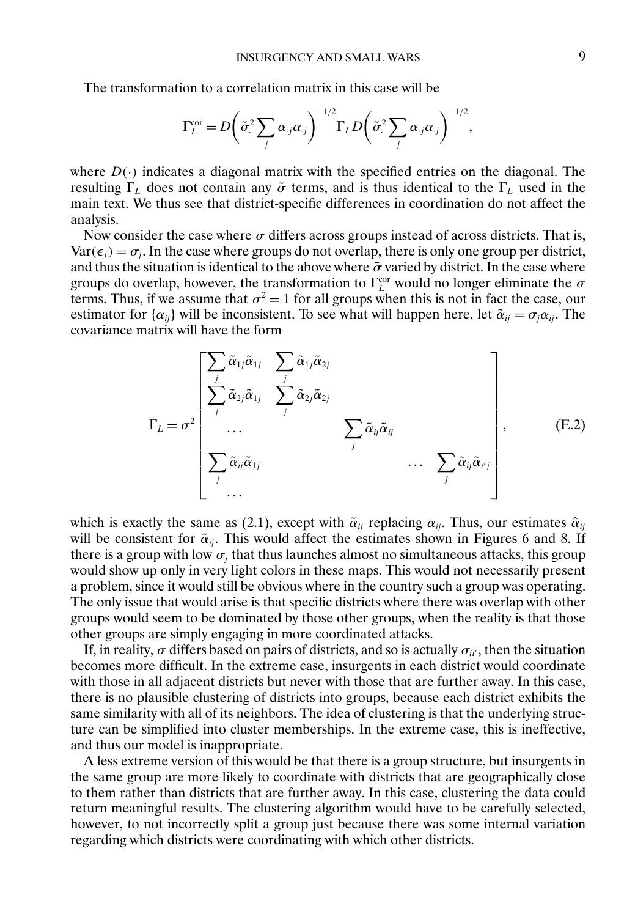The transformation to a correlation matrix in this case will be

$$\Gamma_L^{\text{cor}} = D\left(\tilde{\sigma}_{\cdot}^2 \sum_j \alpha_{\cdot j}\alpha_{\cdot j}\right)^{-1/2} \Gamma_L D\left(\tilde{\sigma}_{\cdot}^2 \sum_j \alpha_{\cdot j}\alpha_{\cdot j}\right)^{-1/2},$$

where $D(\cdot)$ indicates a diagonal matrix with the specified entries on the diagonal. The resulting $\Gamma_L$ does not contain any $\tilde{\sigma}$ terms, and is thus identical to the $\Gamma_L$ used in the main text. We thus see that district-specific differences in coordination do not affect the analysis.

Now consider the case where $\sigma$ differs across groups instead of across districts. That is, $\text{Var}(\epsilon_j) = \sigma_j$. In the case where groups do not overlap, there is only one group per district, and thus the situation is identical to the above where $\tilde{\sigma}$ varied by district. In the case where groups do overlap, however, the transformation to $\Gamma_L^{\text{cor}}$ would no longer eliminate the $\sigma$ terms. Thus, if we assume that $\sigma^2 = 1$ for all groups when this is not in fact the case, our estimator for $\{\alpha_{ij}\}$ will be inconsistent. To see what will happen here, let $\tilde{\alpha}_{ij} = \sigma_j \alpha_{ij}$. The covariance matrix will have the form

$$\Gamma_L = \sigma^2 \begin{bmatrix} \sum_j \tilde{\alpha}_{1j}\tilde{\alpha}_{1j} & \sum_j \tilde{\alpha}_{1j}\tilde{\alpha}_{2j} & & & \\ \sum_j \tilde{\alpha}_{2j}\tilde{\alpha}_{1j} & \sum_j \tilde{\alpha}_{2j}\tilde{\alpha}_{2j} & & & \\ \dots & & \sum_j \tilde{\alpha}_{ij}\tilde{\alpha}_{ij} & & \\ \sum_j \tilde{\alpha}_{ij}\tilde{\alpha}_{1j} & & & \dots & \sum_j \tilde{\alpha}_{ij}\tilde{\alpha}_{i'j} \\ \dots & & & & \end{bmatrix}, \tag{E.2}$$

which is exactly the same as (2.1), except with $\tilde{\alpha}_{ij}$ replacing $\alpha_{ij}$. Thus, our estimates $\hat{\alpha}_{ij}$ will be consistent for $\tilde{\alpha}_{ij}$. This would affect the estimates shown in Figures 6 and 8. If there is a group with low $\sigma_j$ that thus launches almost no simultaneous attacks, this group would show up only in very light colors in these maps. This would not necessarily present a problem, since it would still be obvious where in the country such a group was operating. The only issue that would arise is that specific districts where there was overlap with other groups would seem to be dominated by those other groups, when the reality is that those other groups are simply engaging in more coordinated attacks.

If, in reality, $\sigma$ differs based on pairs of districts, and so is actually $\sigma_{ii'}$, then the situation becomes more difficult. In the extreme case, insurgents in each district would coordinate with those in all adjacent districts but never with those that are further away. In this case, there is no plausible clustering of districts into groups, because each district exhibits the same similarity with all of its neighbors. The idea of clustering is that the underlying structure can be simplified into cluster memberships. In the extreme case, this is ineffective, and thus our model is inappropriate.

A less extreme version of this would be that there is a group structure, but insurgents in the same group are more likely to coordinate with districts that are geographically close to them rather than districts that are further away. In this case, clustering the data could return meaningful results. The clustering algorithm would have to be carefully selected, however, to not incorrectly split a group just because there was some internal variation regarding which districts were coordinating with which other districts.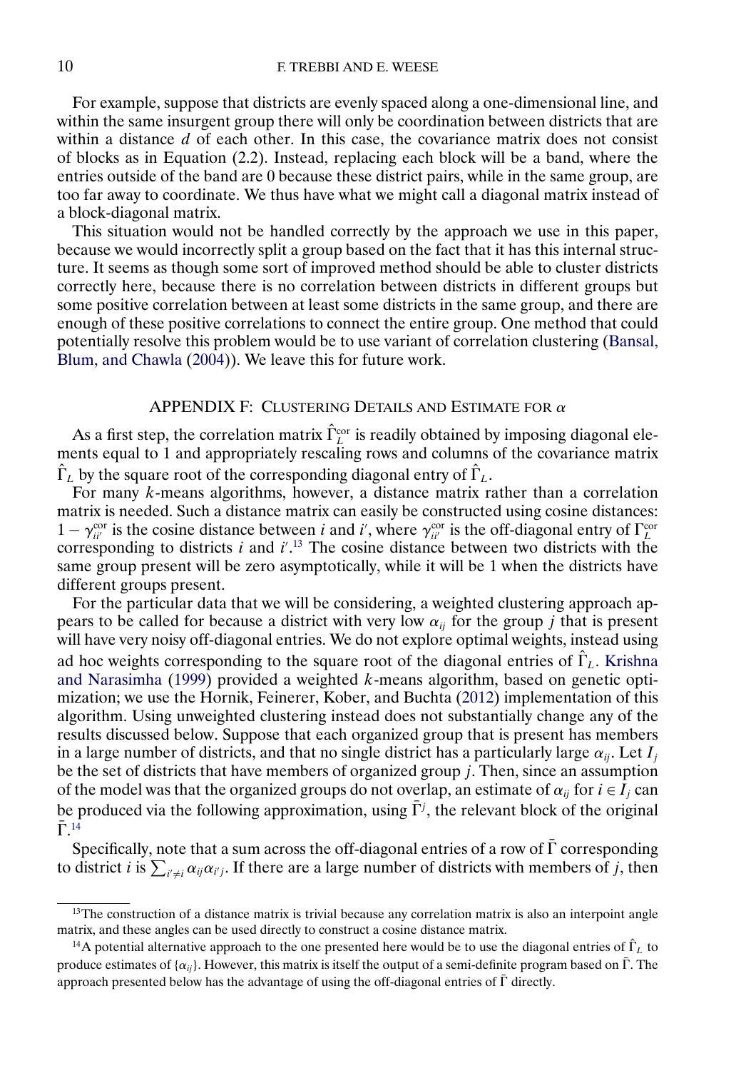For example, suppose that districts are evenly spaced along a one-dimensional line, and within the same insurgent group there will only be coordination between districts that are within a distance $d$ of each other. In this case, the covariance matrix does not consist of blocks as in Equation (2.2). Instead, replacing each block will be a band, where the entries outside of the band are 0 because these district pairs, while in the same group, are too far away to coordinate. We thus have what we might call a diagonal matrix instead of a block-diagonal matrix.

This situation would not be handled correctly by the approach we use in this paper, because we would incorrectly split a group based on the fact that it has this internal structure. It seems as though some sort of improved method should be able to cluster districts correctly here, because there is no correlation between districts in different groups but some positive correlation between at least some districts in the same group, and there are enough of these positive correlations to connect the entire group. One method that could potentially resolve this problem would be to use variant of correlation clustering (Bansal, Blum, and Chawla (2004)). We leave this for future work.

## APPENDIX F: CLUSTERING DETAILS AND ESTIMATE FOR $\alpha$

As a first step, the correlation matrix $\hat{\Gamma}_L^{\text{cor}}$ is readily obtained by imposing diagonal elements equal to 1 and appropriately rescaling rows and columns of the covariance matrix $\hat{\Gamma}_L$ by the square root of the corresponding diagonal entry of $\hat{\Gamma}_L$.

For many $k$-means algorithms, however, a distance matrix rather than a correlation matrix is needed. Such a distance matrix can easily be constructed using cosine distances: $1 - \gamma_{ii'}^{\text{cor}}$ is the cosine distance between $i$ and $i'$, where $\gamma_{ii'}^{\text{cor}}$ is the off-diagonal entry of $\Gamma_L^{\text{cor}}$ corresponding to districts $i$ and $i'$.[13] The cosine distance between two districts with the same group present will be zero asymptotically, while it will be 1 when the districts have different groups present.

For the particular data that we will be considering, a weighted clustering approach appears to be called for because a district with very low $\alpha_{ij}$ for the group $j$ that is present will have very noisy off-diagonal entries. We do not explore optimal weights, instead using ad hoc weights corresponding to the square root of the diagonal entries of $\hat{\Gamma}_L$. Krishna and Narasimha (1999) provided a weighted $k$-means algorithm, based on genetic optimization; we use the Hornik, Feinerer, Kober, and Buchta (2012) implementation of this algorithm. Using unweighted clustering instead does not substantially change any of the results discussed below. Suppose that each organized group that is present has members in a large number of districts, and that no single district has a particularly large $\alpha_{ij}$. Let $I_j$ be the set of districts that have members of organized group $j$. Then, since an assumption of the model was that the organized groups do not overlap, an estimate of $\alpha_{ij}$ for $i \in I_j$ can be produced via the following approximation, using $\bar{\Gamma}^j$, the relevant block of the original $\bar{\Gamma}$.[14]

Specifically, note that a sum across the off-diagonal entries of a row of $\bar{\Gamma}$ corresponding to district $i$ is $\sum_{i' \neq i} \alpha_{ij}\alpha_{i'j}$. If there are a large number of districts with members of $j$, then

[13] The construction of a distance matrix is trivial because any correlation matrix is also an interpoint angle matrix, and these angles can be used directly to construct a cosine distance matrix.

[14] A potential alternative approach to the one presented here would be to use the diagonal entries of $\hat{\Gamma}_L$ to produce estimates of $\{\alpha_{ij}\}$. However, this matrix is itself the output of a semi-definite program based on $\bar{\Gamma}$. The approach presented below has the advantage of using the off-diagonal entries of $\bar{\Gamma}$ directly.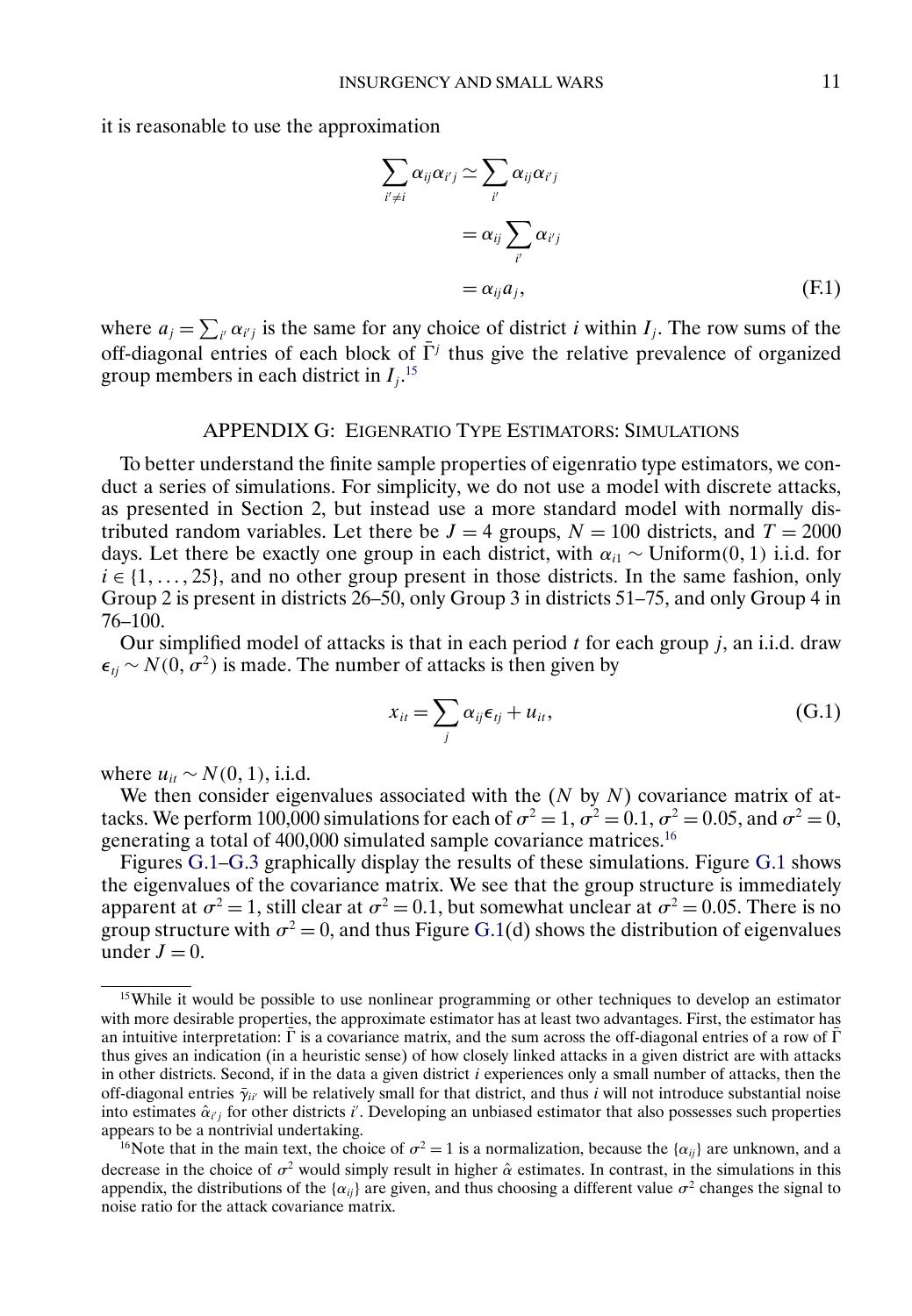it is reasonable to use the approximation

$$
\begin{aligned}
\sum_{i' \neq i} \alpha_{ij} \alpha_{i'j} &\simeq \sum_{i'} \alpha_{ij} \alpha_{i'j} \\
&= \alpha_{ij} \sum_{i'} \alpha_{i'j} \\
&= \alpha_{ij} a_j,
\end{aligned}
\tag{F.1}
$$

where $a_j = \sum_{i'} \alpha_{i'j}$ is the same for any choice of district $i$ within $I_j$. The row sums of the off-diagonal entries of each block of $\bar{\Gamma}^j$ thus give the relative prevalence of organized group members in each district in $I_j$.[15]

## APPENDIX G: EIGENRATIO TYPE ESTIMATORS: SIMULATIONS

To better understand the finite sample properties of eigenratio type estimators, we conduct a series of simulations. For simplicity, we do not use a model with discrete attacks, as presented in Section 2, but instead use a more standard model with normally distributed random variables. Let there be $J = 4$ groups, $N = 100$ districts, and $T = 2000$ days. Let there be exactly one group in each district, with $\alpha_{i1} \sim \text{Uniform}(0, 1)$ i.i.d. for $i \in \{1, \dots, 25\}$, and no other group present in those districts. In the same fashion, only Group 2 is present in districts 26–50, only Group 3 in districts 51–75, and only Group 4 in 76–100.

Our simplified model of attacks is that in each period $t$ for each group $j$, an i.i.d. draw $\epsilon_{tj} \sim N(0, \sigma^2)$ is made. The number of attacks is then given by

$$
x_{it} = \sum_j \alpha_{ij} \epsilon_{tj} + u_{it}, \tag{G.1}
$$

where $u_{it} \sim N(0, 1)$, i.i.d.

We then consider eigenvalues associated with the ($N$ by $N$) covariance matrix of attacks. We perform 100,000 simulations for each of $\sigma^2 = 1$, $\sigma^2 = 0.1$, $\sigma^2 = 0.05$, and $\sigma^2 = 0$, generating a total of 400,000 simulated sample covariance matrices.[16]

Figures G.1–G.3 graphically display the results of these simulations. Figure G.1 shows the eigenvalues of the covariance matrix. We see that the group structure is immediately apparent at $\sigma^2 = 1$, still clear at $\sigma^2 = 0.1$, but somewhat unclear at $\sigma^2 = 0.05$. There is no group structure with $\sigma^2 = 0$, and thus Figure G.1(d) shows the distribution of eigenvalues under $J = 0$.

[15] While it would be possible to use nonlinear programming or other techniques to develop an estimator with more desirable properties, the approximate estimator has at least two advantages. First, the estimator has an intuitive interpretation: $\bar{\Gamma}$ is a covariance matrix, and the sum across the off-diagonal entries of a row of $\bar{\Gamma}$ thus gives an indication (in a heuristic sense) of how closely linked attacks in a given district are with attacks in other districts. Second, if in the data a given district $i$ experiences only a small number of attacks, then the off-diagonal entries $\bar{\gamma}_{ii'}$ will be relatively small for that district, and thus $i$ will not introduce substantial noise into estimates $\hat{\alpha}_{i'j}$ for other districts $i'$. Developing an unbiased estimator that also possesses such properties appears to be a nontrivial undertaking.

[16] Note that in the main text, the choice of $\sigma^2 = 1$ is a normalization, because the $\{\alpha_{ij}\}$ are unknown, and a decrease in the choice of $\sigma^2$ would simply result in higher $\hat{\alpha}$ estimates. In contrast, in the simulations in this appendix, the distributions of the $\{\alpha_{ij}\}$ are given, and thus choosing a different value $\sigma^2$ changes the signal to noise ratio for the attack covariance matrix.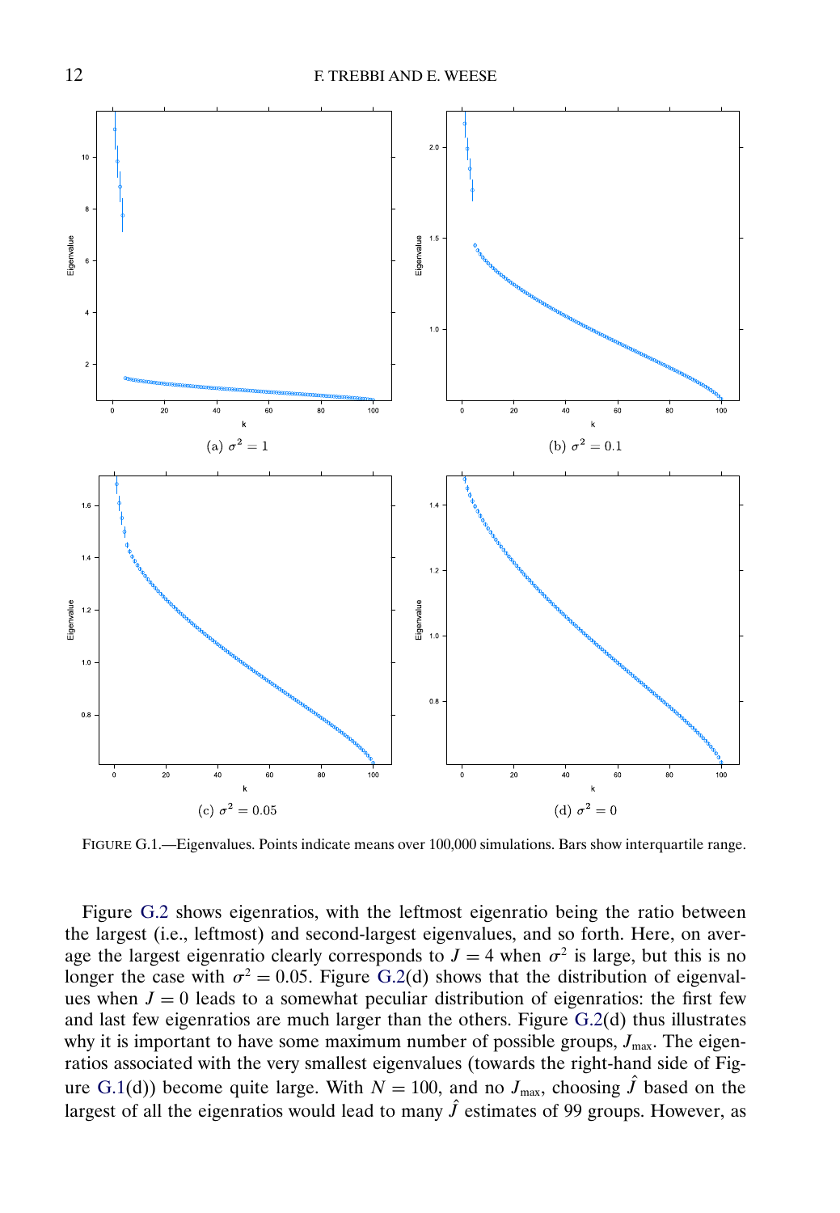(a) $\sigma^2 = 1$

(b) $\sigma^2 = 0.1$

(c) $\sigma^2 = 0.05$

(d) $\sigma^2 = 0$

FIGURE G.1.—Eigenvalues. Points indicate means over 100,000 simulations. Bars show interquartile range.

Figure G.2 shows eigenratios, with the leftmost eigenratio being the ratio between the largest (i.e., leftmost) and second-largest eigenvalues, and so forth. Here, on average the largest eigenratio clearly corresponds to $J = 4$ when $\sigma^2$ is large, but this is no longer the case with $\sigma^2 = 0.05$. Figure G.2(d) shows that the distribution of eigenvalues when $J = 0$ leads to a somewhat peculiar distribution of eigenratios: the first few and last few eigenratios are much larger than the others. Figure G.2(d) thus illustrates why it is important to have some maximum number of possible groups, $J_{\max}$. The eigenratios associated with the very smallest eigenvalues (towards the right-hand side of Figure G.1(d)) become quite large. With $N = 100$, and no $J_{\max}$, choosing $\hat{J}$ based on the largest of all the eigenratios would lead to many $\hat{J}$ estimates of 99 groups. However, as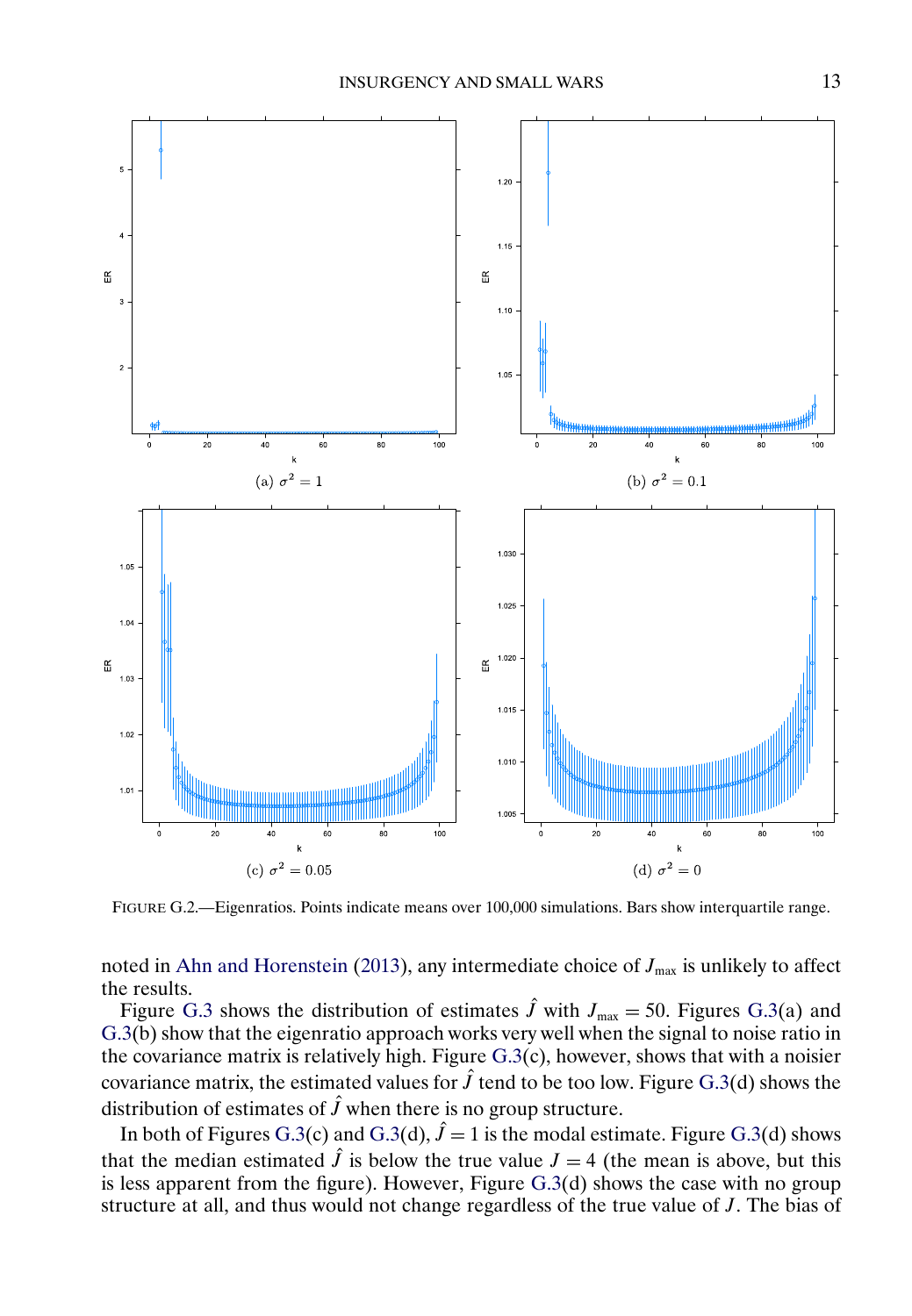FIGURE G.2.—Eigenratios. Points indicate means over 100,000 simulations. Bars show interquartile range.

(a) $\sigma^2 = 1$ (b) $\sigma^2 = 0.1$ (c) $\sigma^2 = 0.05$ (d) $\sigma^2 = 0$

noted in Ahn and Horenstein (2013), any intermediate choice of $J_{\max}$ is unlikely to affect the results.

Figure G.3 shows the distribution of estimates $\hat{J}$ with $J_{\max} = 50$. Figures G.3(a) and G.3(b) show that the eigenratio approach works very well when the signal to noise ratio in the covariance matrix is relatively high. Figure G.3(c), however, shows that with a noisier covariance matrix, the estimated values for $\hat{J}$ tend to be too low. Figure G.3(d) shows the distribution of estimates of $\hat{J}$ when there is no group structure.

In both of Figures G.3(c) and G.3(d), $\hat{J} = 1$ is the modal estimate. Figure G.3(d) shows that the median estimated $\hat{J}$ is below the true value $J = 4$ (the mean is above, but this is less apparent from the figure). However, Figure G.3(d) shows the case with no group structure at all, and thus would not change regardless of the true value of $J$. The bias of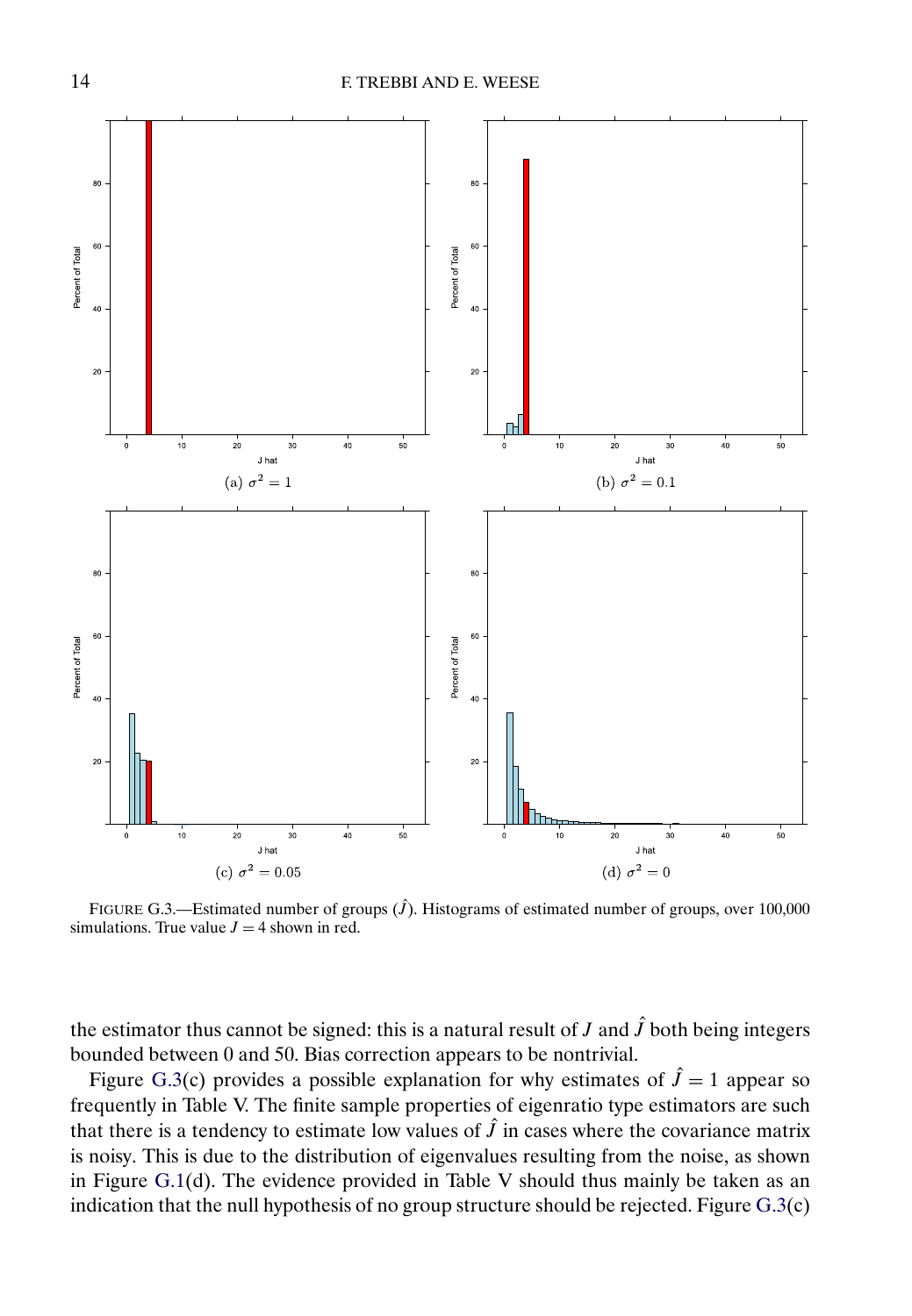FIGURE G.3.—Estimated number of groups ($\hat{J}$). Histograms of estimated number of groups, over 100,000 simulations. True value $J = 4$ shown in red.

(a) $\sigma^2 = 1$

(b) $\sigma^2 = 0.1$

(c) $\sigma^2 = 0.05$

(d) $\sigma^2 = 0$

the estimator thus cannot be signed: this is a natural result of $J$ and $\hat{J}$ both being integers bounded between 0 and 50. Bias correction appears to be nontrivial.

Figure G.3(c) provides a possible explanation for why estimates of $\hat{J} = 1$ appear so frequently in Table V. The finite sample properties of eigenratio type estimators are such that there is a tendency to estimate low values of $\hat{J}$ in cases where the covariance matrix is noisy. This is due to the distribution of eigenvalues resulting from the noise, as shown in Figure G.1(d). The evidence provided in Table V should thus mainly be taken as an indication that the null hypothesis of no group structure should be rejected. Figure G.3(c)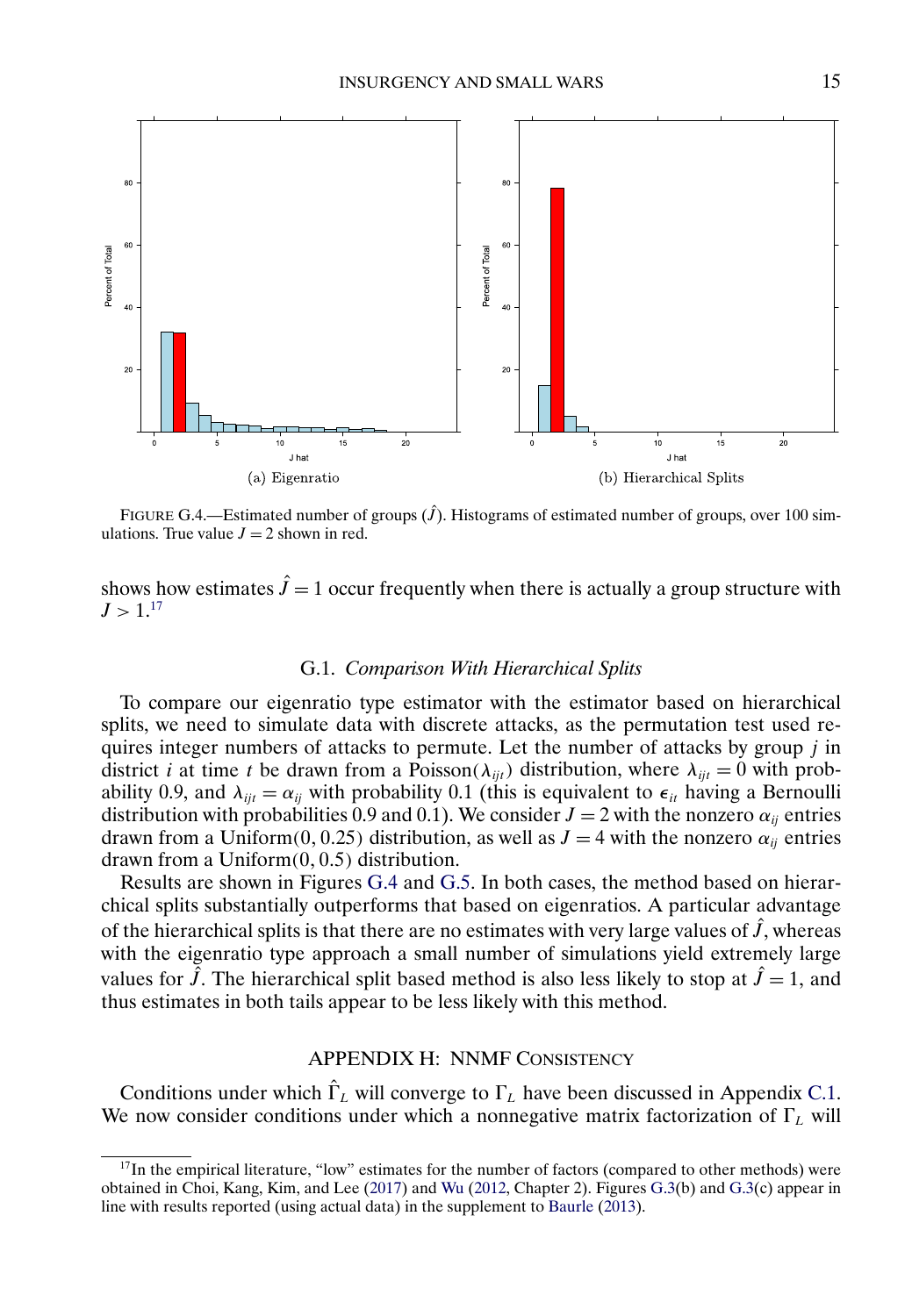(a) Eigenratio

(b) Hierarchical Splits

FIGURE G.4.—Estimated number of groups ($\hat{J}$). Histograms of estimated number of groups, over 100 simulations. True value $J = 2$ shown in red.

shows how estimates $\hat{J} = 1$ occur frequently when there is actually a group structure with $J > 1$.[17]

### G.1. *Comparison With Hierarchical Splits*

To compare our eigenratio type estimator with the estimator based on hierarchical splits, we need to simulate data with discrete attacks, as the permutation test used requires integer numbers of attacks to permute. Let the number of attacks by group $j$ in district $i$ at time $t$ be drawn from a Poisson($\lambda_{ijt}$) distribution, where $\lambda_{ijt} = 0$ with probability 0.9, and $\lambda_{ijt} = \alpha_{ij}$ with probability 0.1 (this is equivalent to $\epsilon_{it}$ having a Bernoulli distribution with probabilities 0.9 and 0.1). We consider $J = 2$ with the nonzero $\alpha_{ij}$ entries drawn from a Uniform$(0, 0.25)$ distribution, as well as $J = 4$ with the nonzero $\alpha_{ij}$ entries drawn from a Uniform$(0, 0.5)$ distribution.

Results are shown in Figures G.4 and G.5. In both cases, the method based on hierarchical splits substantially outperforms that based on eigenratios. A particular advantage of the hierarchical splits is that there are no estimates with very large values of $\hat{J}$, whereas with the eigenratio type approach a small number of simulations yield extremely large values for $\hat{J}$. The hierarchical split based method is also less likely to stop at $\hat{J} = 1$, and thus estimates in both tails appear to be less likely with this method.

## APPENDIX H: NNMF CONSISTENCY

Conditions under which $\hat{\Gamma}_L$ will converge to $\Gamma_L$ have been discussed in Appendix C.1. We now consider conditions under which a nonnegative matrix factorization of $\Gamma_L$ will

[17] In the empirical literature, "low" estimates for the number of factors (compared to other methods) were obtained in Choi, Kang, Kim, and Lee (2017) and Wu (2012, Chapter 2). Figures G.3(b) and G.3(c) appear in line with results reported (using actual data) in the supplement to Baurle (2013).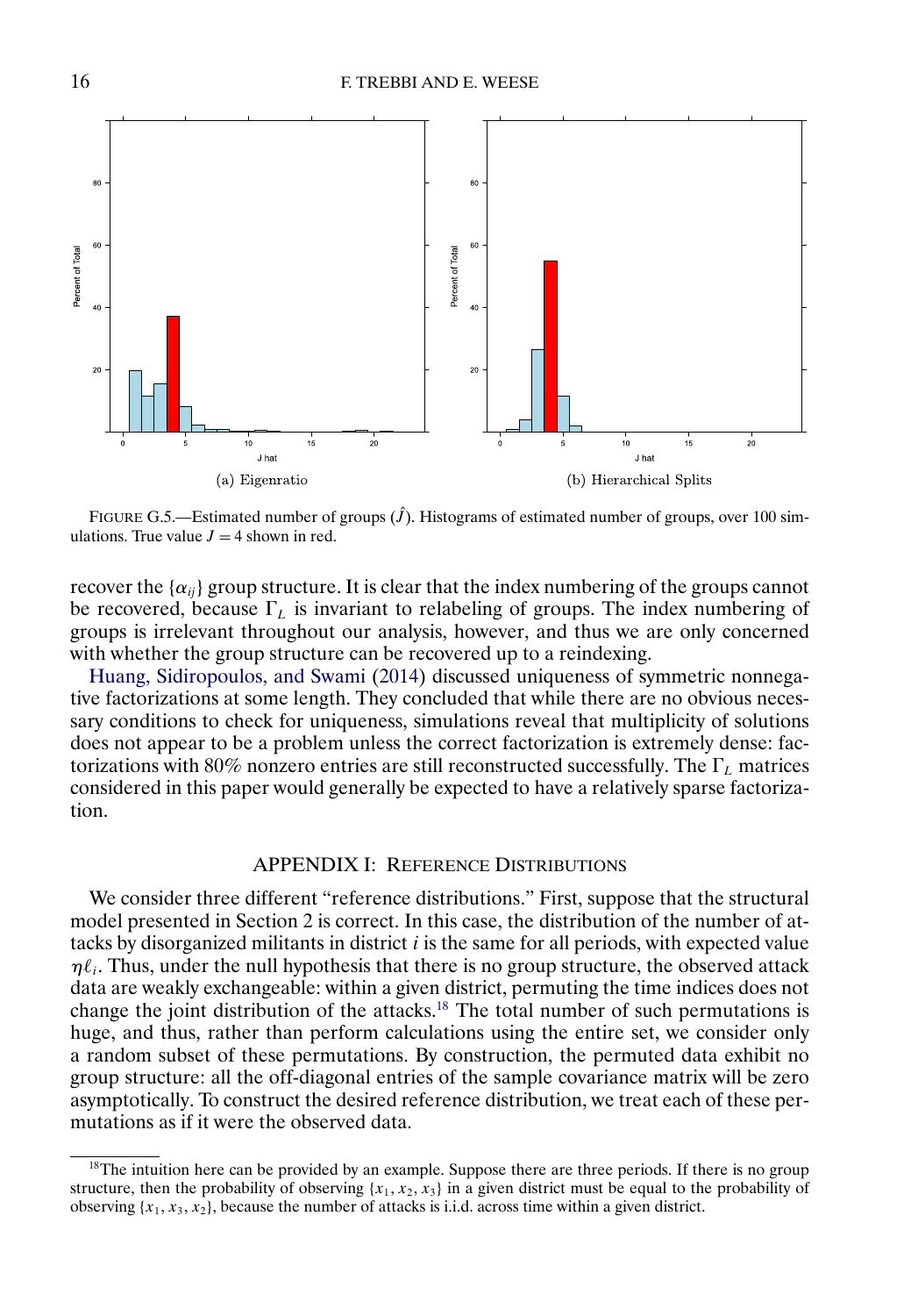FIGURE G.5.—Estimated number of groups ($\hat{J}$). Histograms of estimated number of groups, over 100 simulations. True value $J = 4$ shown in red.

(a) Eigenratio

(b) Hierarchical Splits

recover the $\{\alpha_{ij}\}$ group structure. It is clear that the index numbering of the groups cannot be recovered, because $\Gamma_L$ is invariant to relabeling of groups. The index numbering of groups is irrelevant throughout our analysis, however, and thus we are only concerned with whether the group structure can be recovered up to a reindexing.

Huang, Sidiropoulos, and Swami (2014) discussed uniqueness of symmetric nonnegative factorizations at some length. They concluded that while there are no obvious necessary conditions to check for uniqueness, simulations reveal that multiplicity of solutions does not appear to be a problem unless the correct factorization is extremely dense: factorizations with 80% nonzero entries are still reconstructed successfully. The $\Gamma_L$ matrices considered in this paper would generally be expected to have a relatively sparse factorization.

## APPENDIX I: REFERENCE DISTRIBUTIONS

We consider three different "reference distributions." First, suppose that the structural model presented in Section 2 is correct. In this case, the distribution of the number of attacks by disorganized militants in district $i$ is the same for all periods, with expected value $\eta \ell_i$. Thus, under the null hypothesis that there is no group structure, the observed attack data are weakly exchangeable: within a given district, permuting the time indices does not change the joint distribution of the attacks.[18] The total number of such permutations is huge, and thus, rather than perform calculations using the entire set, we consider only a random subset of these permutations. By construction, the permuted data exhibit no group structure: all the off-diagonal entries of the sample covariance matrix will be zero asymptotically. To construct the desired reference distribution, we treat each of these permutations as if it were the observed data.

[18]The intuition here can be provided by an example. Suppose there are three periods. If there is no group structure, then the probability of observing $\{x_1, x_2, x_3\}$ in a given district must be equal to the probability of observing $\{x_1, x_3, x_2\}$, because the number of attacks is i.i.d. across time within a given district.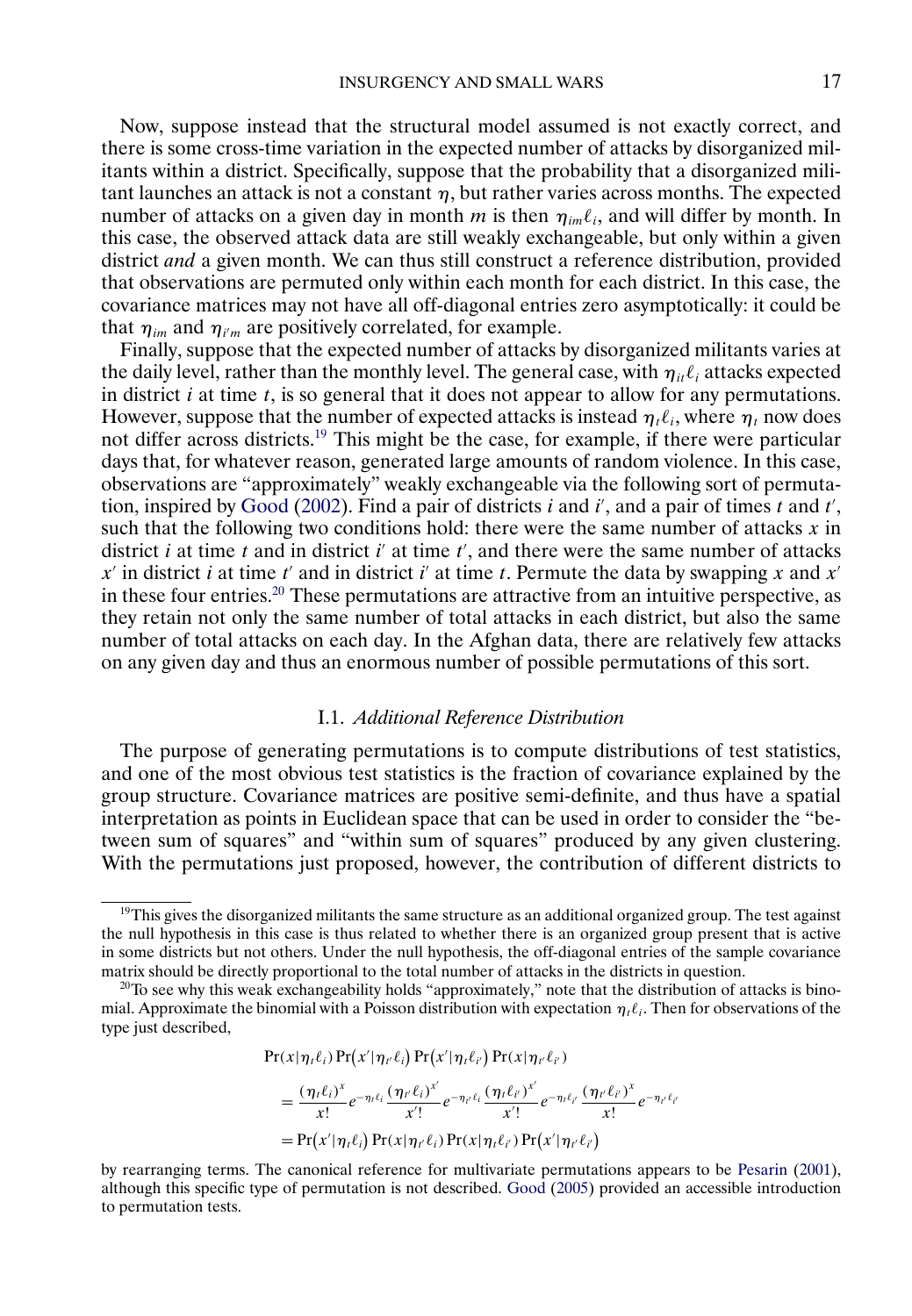Now, suppose instead that the structural model assumed is not exactly correct, and there is some cross-time variation in the expected number of attacks by disorganized militants within a district. Specifically, suppose that the probability that a disorganized militant launches an attack is not a constant $\eta$, but rather varies across months. The expected number of attacks on a given day in month $m$ is then $\eta_{im}\ell_i$, and will differ by month. In this case, the observed attack data are still weakly exchangeable, but only within a given district *and* a given month. We can thus still construct a reference distribution, provided that observations are permuted only within each month for each district. In this case, the covariance matrices may not have all off-diagonal entries zero asymptotically: it could be that $\eta_{im}$ and $\eta_{i'm}$ are positively correlated, for example.

Finally, suppose that the expected number of attacks by disorganized militants varies at the daily level, rather than the monthly level. The general case, with $\eta_{it}\ell_i$ attacks expected in district $i$ at time $t$, is so general that it does not appear to allow for any permutations. However, suppose that the number of expected attacks is instead $\eta_t\ell_i$, where $\eta_t$ now does not differ across districts.[19] This might be the case, for example, if there were particular days that, for whatever reason, generated large amounts of random violence. In this case, observations are "approximately" weakly exchangeable via the following sort of permutation, inspired by Good (2002). Find a pair of districts $i$ and $i'$, and a pair of times $t$ and $t'$, such that the following two conditions hold: there were the same number of attacks $x$ in district $i$ at time $t$ and in district $i'$ at time $t'$, and there were the same number of attacks $x'$ in district $i$ at time $t'$ and in district $i'$ at time $t$. Permute the data by swapping $x$ and $x'$ in these four entries.[20] These permutations are attractive from an intuitive perspective, as they retain not only the same number of total attacks in each district, but also the same number of total attacks on each day. In the Afghan data, there are relatively few attacks on any given day and thus an enormous number of possible permutations of this sort.

### I.1. *Additional Reference Distribution*

The purpose of generating permutations is to compute distributions of test statistics, and one of the most obvious test statistics is the fraction of covariance explained by the group structure. Covariance matrices are positive semi-definite, and thus have a spatial interpretation as points in Euclidean space that can be used in order to consider the "between sum of squares" and "within sum of squares" produced by any given clustering. With the permutations just proposed, however, the contribution of different districts to

---

[19] This gives the disorganized militants the same structure as an additional organized group. The test against the null hypothesis in this case is thus related to whether there is an organized group present that is active in some districts but not others. Under the null hypothesis, the off-diagonal entries of the sample covariance matrix should be directly proportional to the total number of attacks in the districts in question.

[20] To see why this weak exchangeability holds "approximately," note that the distribution of attacks is binomial. Approximate the binomial with a Poisson distribution with expectation $\eta_t\ell_i$. Then for observations of the type just described,

$$
\begin{aligned}
&\Pr(x|\eta_t\ell_i)\Pr(x'|\eta_{t'}\ell_i)\Pr(x'|\eta_t\ell_{i'})\Pr(x|\eta_{t'}\ell_{i'}) \\
&= \frac{(\eta_t\ell_i)^x}{x!}e^{-\eta_t\ell_i}\frac{(\eta_{t'}\ell_i)^{x'}}{x'!}e^{-\eta_{t'}\ell_i}\frac{(\eta_t\ell_{i'})^{x'}}{x'!}e^{-\eta_t\ell_{i'}}\frac{(\eta_{t'}\ell_{i'})^x}{x!}e^{-\eta_{t'}\ell_{i'}} \\
&= \Pr(x'|\eta_t\ell_i)\Pr(x|\eta_{t'}\ell_i)\Pr(x|\eta_t\ell_{i'})\Pr(x'|\eta_{t'}\ell_{i'})
\end{aligned}
$$

by rearranging terms. The canonical reference for multivariate permutations appears to be Pesarin (2001), although this specific type of permutation is not described. Good (2005) provided an accessible introduction to permutation tests.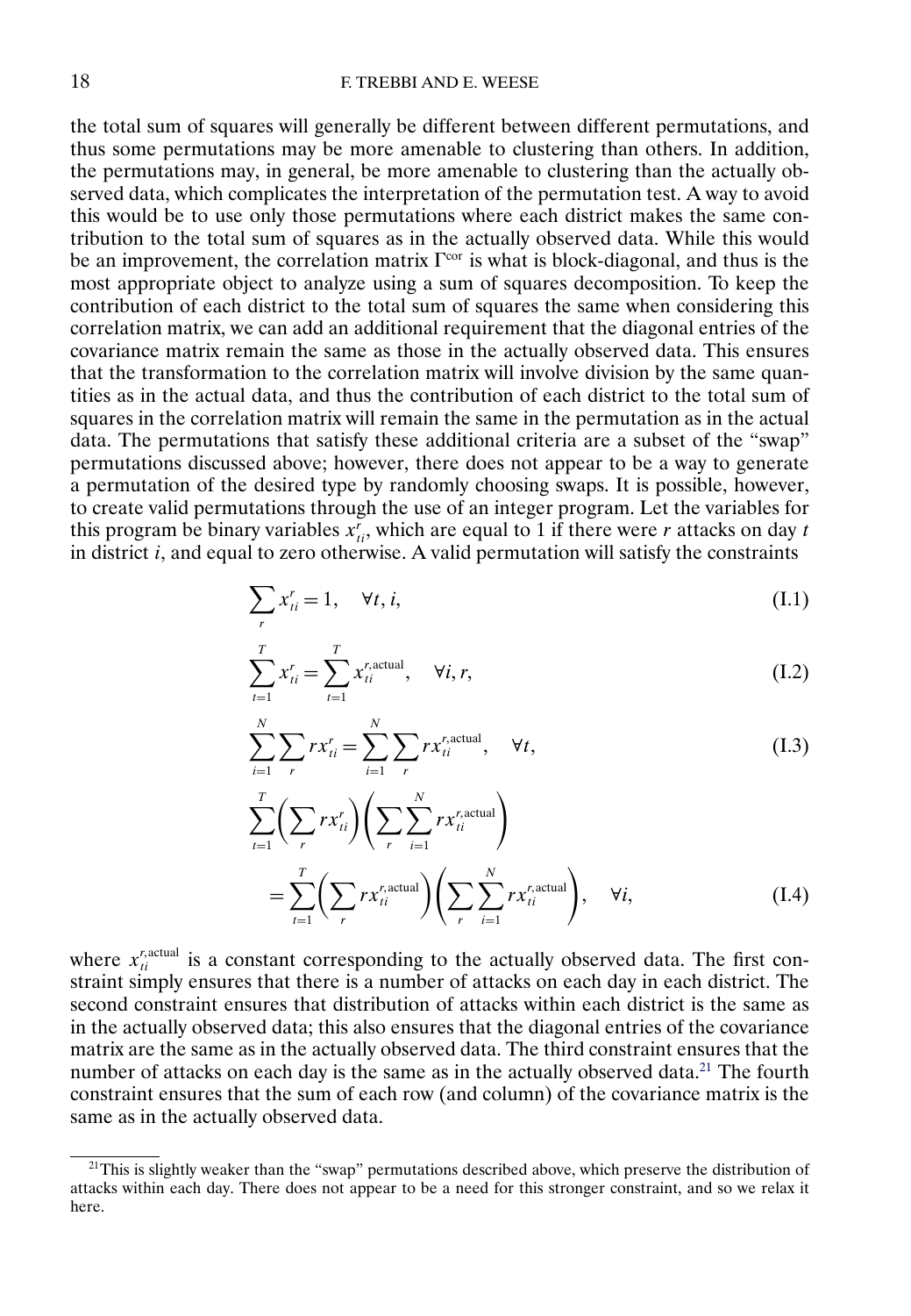the total sum of squares will generally be different between different permutations, and thus some permutations may be more amenable to clustering than others. In addition, the permutations may, in general, be more amenable to clustering than the actually observed data, which complicates the interpretation of the permutation test. A way to avoid this would be to use only those permutations where each district makes the same contribution to the total sum of squares as in the actually observed data. While this would be an improvement, the correlation matrix $\Gamma^{\text{cor}}$ is what is block-diagonal, and thus is the most appropriate object to analyze using a sum of squares decomposition. To keep the contribution of each district to the total sum of squares the same when considering this correlation matrix, we can add an additional requirement that the diagonal entries of the covariance matrix remain the same as those in the actually observed data. This ensures that the transformation to the correlation matrix will involve division by the same quantities as in the actual data, and thus the contribution of each district to the total sum of squares in the correlation matrix will remain the same in the permutation as in the actual data. The permutations that satisfy these additional criteria are a subset of the "swap" permutations discussed above; however, there does not appear to be a way to generate a permutation of the desired type by randomly choosing swaps. It is possible, however, to create valid permutations through the use of an integer program. Let the variables for this program be binary variables $x_{ti}^{r}$, which are equal to 1 if there were $r$ attacks on day $t$ in district $i$, and equal to zero otherwise. A valid permutation will satisfy the constraints

$$\sum_{r} x_{ti}^{r} = 1, \quad \forall t, i, \tag{I.1}$$

$$\sum_{t=1}^{T} x_{ti}^{r} = \sum_{t=1}^{T} x_{ti}^{r,\text{actual}}, \quad \forall i, r, \tag{I.2}$$

$$\sum_{i=1}^{N} \sum_{r} r x_{ti}^{r} = \sum_{i=1}^{N} \sum_{r} r x_{ti}^{r,\text{actual}}, \quad \forall t, \tag{I.3}$$

$$\sum_{t=1}^{T} \left( \sum_{r} r x_{ti}^{r} \right) \left( \sum_{r} \sum_{i=1}^{N} r x_{ti}^{r,\text{actual}} \right) = \sum_{t=1}^{T} \left( \sum_{r} r x_{ti}^{r,\text{actual}} \right) \left( \sum_{r} \sum_{i=1}^{N} r x_{ti}^{r,\text{actual}} \right), \quad \forall i, \tag{I.4}$$

where $x_{ti}^{r,\text{actual}}$ is a constant corresponding to the actually observed data. The first constraint simply ensures that there is a number of attacks on each day in each district. The second constraint ensures that distribution of attacks within each district is the same as in the actually observed data; this also ensures that the diagonal entries of the covariance matrix are the same as in the actually observed data. The third constraint ensures that the number of attacks on each day is the same as in the actually observed data.[21] The fourth constraint ensures that the sum of each row (and column) of the covariance matrix is the same as in the actually observed data.

[21] This is slightly weaker than the "swap" permutations described above, which preserve the distribution of attacks within each day. There does not appear to be a need for this stronger constraint, and so we relax it here.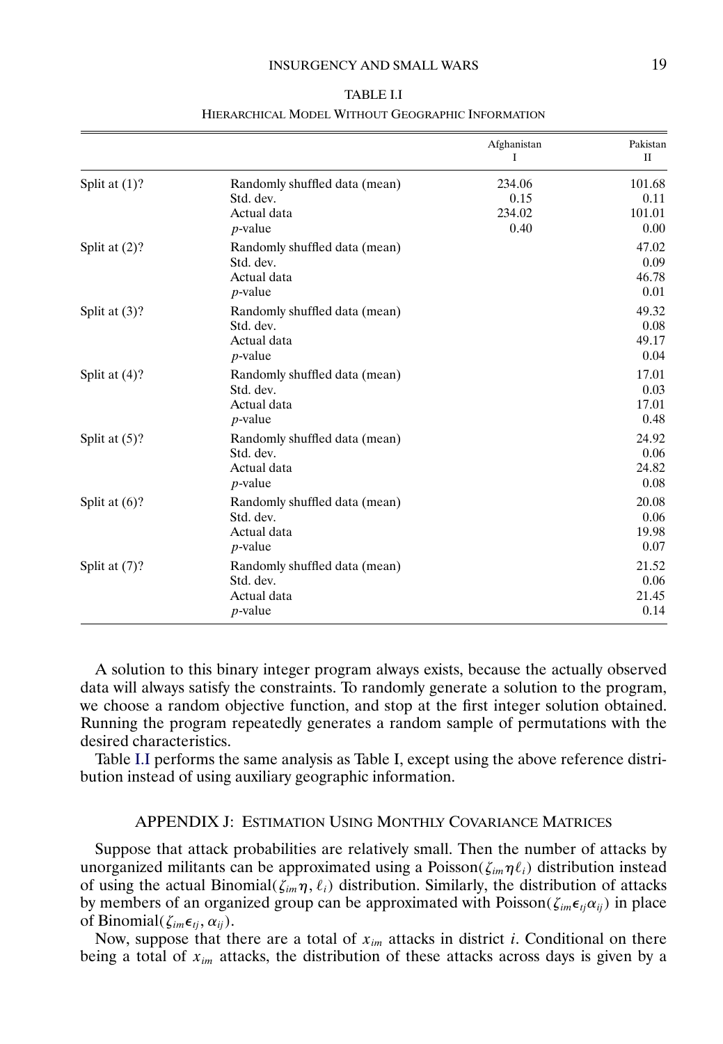TABLE I.I

HIERARCHICAL MODEL WITHOUT GEOGRAPHIC INFORMATION

| | | Afghanistan I | Pakistan II |
|---|---|---|---|
| Split at (1)? | Randomly shuffled data (mean) | 234.06 | 101.68 |
| | Std. dev. | 0.15 | 0.11 |
| | Actual data | 234.02 | 101.01 |
| | *p*-value | 0.40 | 0.00 |
| Split at (2)? | Randomly shuffled data (mean) | | 47.02 |
| | Std. dev. | | 0.09 |
| | Actual data | | 46.78 |
| | *p*-value | | 0.01 |
| Split at (3)? | Randomly shuffled data (mean) | | 49.32 |
| | Std. dev. | | 0.08 |
| | Actual data | | 49.17 |
| | *p*-value | | 0.04 |
| Split at (4)? | Randomly shuffled data (mean) | | 17.01 |
| | Std. dev. | | 0.03 |
| | Actual data | | 17.01 |
| | *p*-value | | 0.48 |
| Split at (5)? | Randomly shuffled data (mean) | | 24.92 |
| | Std. dev. | | 0.06 |
| | Actual data | | 24.82 |
| | *p*-value | | 0.08 |
| Split at (6)? | Randomly shuffled data (mean) | | 20.08 |
| | Std. dev. | | 0.06 |
| | Actual data | | 19.98 |
| | *p*-value | | 0.07 |
| Split at (7)? | Randomly shuffled data (mean) | | 21.52 |
| | Std. dev. | | 0.06 |
| | Actual data | | 21.45 |
| | *p*-value | | 0.14 |

A solution to this binary integer program always exists, because the actually observed data will always satisfy the constraints. To randomly generate a solution to the program, we choose a random objective function, and stop at the first integer solution obtained. Running the program repeatedly generates a random sample of permutations with the desired characteristics.

Table I.I performs the same analysis as Table I, except using the above reference distribution instead of using auxiliary geographic information.

## APPENDIX J: ESTIMATION USING MONTHLY COVARIANCE MATRICES

Suppose that attack probabilities are relatively small. Then the number of attacks by unorganized militants can be approximated using a Poisson($\zeta_{im}\eta\ell_i$) distribution instead of using the actual Binomial($\zeta_{im}\eta$, $\ell_i$) distribution. Similarly, the distribution of attacks by members of an organized group can be approximated with Poisson($\zeta_{im}\epsilon_{tj}\alpha_{ij}$) in place of Binomial($\zeta_{im}\epsilon_{tj}$, $\alpha_{ij}$).

Now, suppose that there are a total of $x_{im}$ attacks in district $i$. Conditional on there being a total of $x_{im}$ attacks, the distribution of these attacks across days is given by a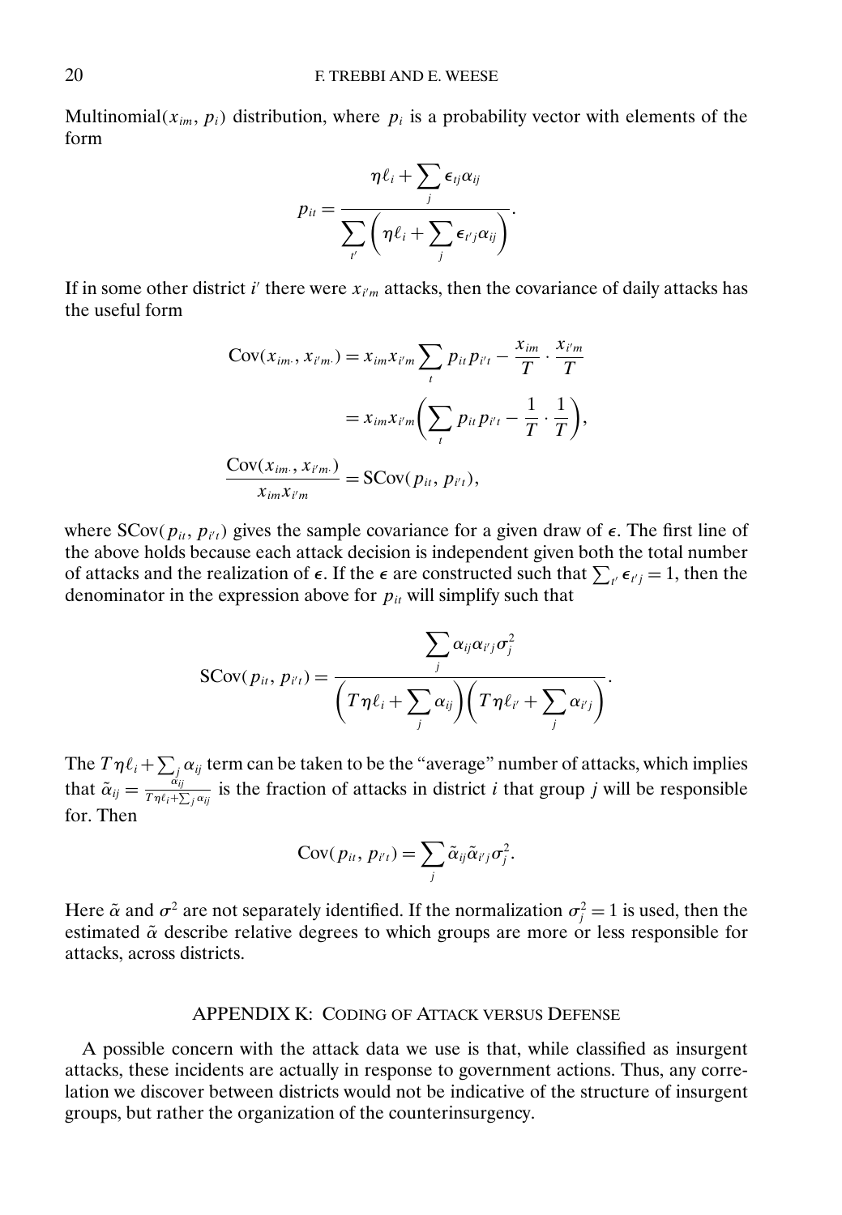Multinomial($x_{im}$, $p_i$) distribution, where $p_i$ is a probability vector with elements of the form

$$p_{it} = \frac{\eta \ell_i + \sum_j \epsilon_{tj} \alpha_{ij}}{\sum_{t'} \left( \eta \ell_i + \sum_j \epsilon_{t'j} \alpha_{ij} \right)}.$$

If in some other district $i'$ there were $x_{i'm}$ attacks, then the covariance of daily attacks has the useful form

$$\begin{aligned}
\text{Cov}(x_{im\cdot}, x_{i'm\cdot}) &= x_{im} x_{i'm} \sum_t p_{it} p_{i't} - \frac{x_{im}}{T} \cdot \frac{x_{i'm}}{T} \\
&= x_{im} x_{i'm} \left( \sum_t p_{it} p_{i't} - \frac{1}{T} \cdot \frac{1}{T} \right), \\
\frac{\text{Cov}(x_{im\cdot}, x_{i'm\cdot})}{x_{im} x_{i'm}} &= \text{SCov}(p_{it}, p_{i't}),
\end{aligned}$$

where $\text{SCov}(p_{it}, p_{i't})$ gives the sample covariance for a given draw of $\epsilon$. The first line of the above holds because each attack decision is independent given both the total number of attacks and the realization of $\epsilon$. If the $\epsilon$ are constructed such that $\sum_{t'} \epsilon_{t'j} = 1$, then the denominator in the expression above for $p_{it}$ will simplify such that

$$\text{SCov}(p_{it}, p_{i't}) = \frac{\sum_j \alpha_{ij} \alpha_{i'j} \sigma_j^2}{\left( T \eta \ell_i + \sum_j \alpha_{ij} \right) \left( T \eta \ell_{i'} + \sum_j \alpha_{i'j} \right)}.$$

The $T \eta \ell_i + \sum_j \alpha_{ij}$ term can be taken to be the "average" number of attacks, which implies that $\tilde{\alpha}_{ij} = \frac{\alpha_{ij}}{T \eta \ell_i + \sum_j \alpha_{ij}}$ is the fraction of attacks in district $i$ that group $j$ will be responsible for. Then

$$\text{Cov}(p_{it}, p_{i't}) = \sum_j \tilde{\alpha}_{ij} \tilde{\alpha}_{i'j} \sigma_j^2.$$

Here $\tilde{\alpha}$ and $\sigma^2$ are not separately identified. If the normalization $\sigma_j^2 = 1$ is used, then the estimated $\tilde{\alpha}$ describe relative degrees to which groups are more or less responsible for attacks, across districts.

## APPENDIX K: CODING OF ATTACK VERSUS DEFENSE

A possible concern with the attack data we use is that, while classified as insurgent attacks, these incidents are actually in response to government actions. Thus, any correlation we discover between districts would not be indicative of the structure of insurgent groups, but rather the organization of the counterinsurgency.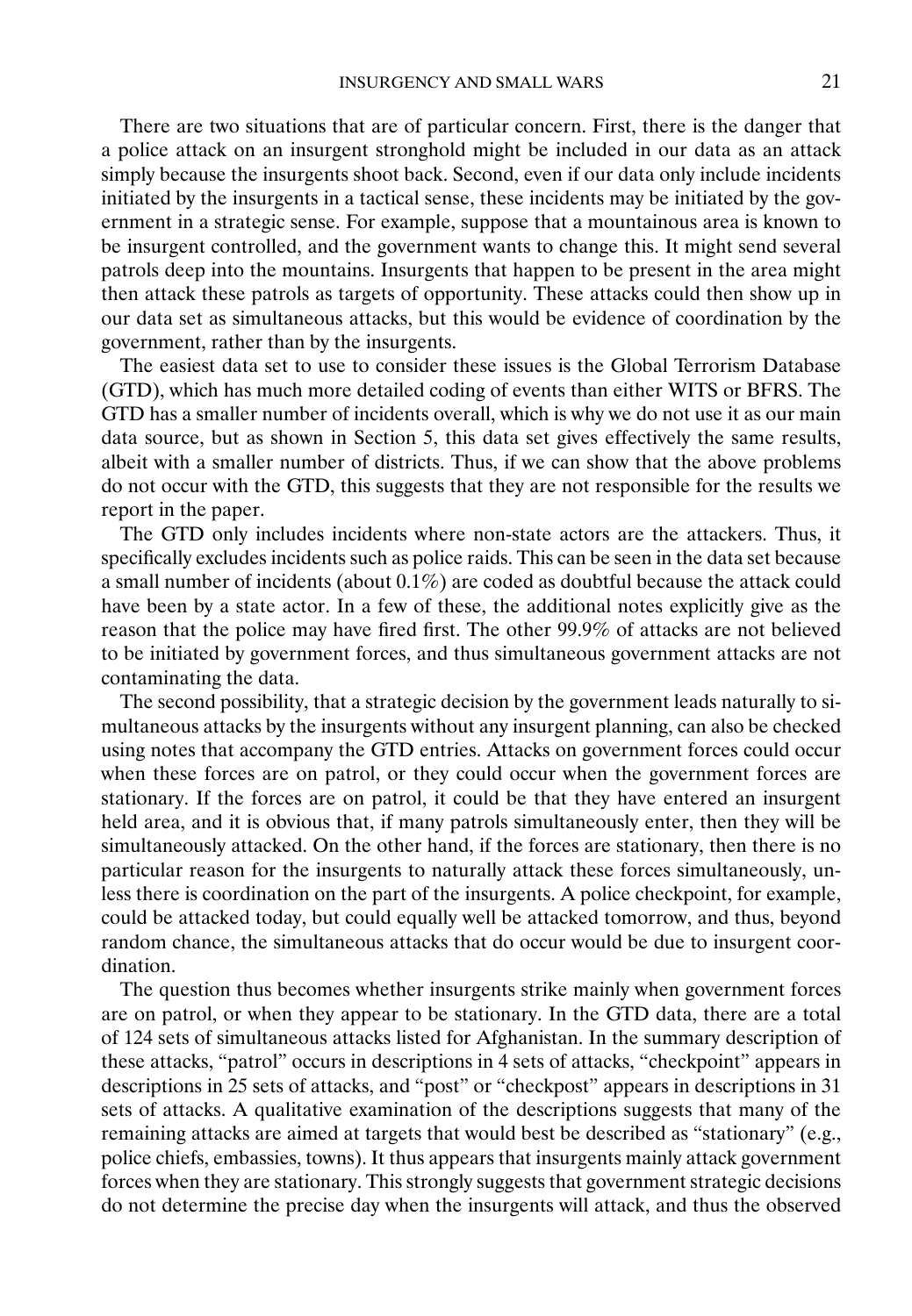There are two situations that are of particular concern. First, there is the danger that a police attack on an insurgent stronghold might be included in our data as an attack simply because the insurgents shoot back. Second, even if our data only include incidents initiated by the insurgents in a tactical sense, these incidents may be initiated by the government in a strategic sense. For example, suppose that a mountainous area is known to be insurgent controlled, and the government wants to change this. It might send several patrols deep into the mountains. Insurgents that happen to be present in the area might then attack these patrols as targets of opportunity. These attacks could then show up in our data set as simultaneous attacks, but this would be evidence of coordination by the government, rather than by the insurgents.

The easiest data set to use to consider these issues is the Global Terrorism Database (GTD), which has much more detailed coding of events than either WITS or BFRS. The GTD has a smaller number of incidents overall, which is why we do not use it as our main data source, but as shown in Section 5, this data set gives effectively the same results, albeit with a smaller number of districts. Thus, if we can show that the above problems do not occur with the GTD, this suggests that they are not responsible for the results we report in the paper.

The GTD only includes incidents where non-state actors are the attackers. Thus, it specifically excludes incidents such as police raids. This can be seen in the data set because a small number of incidents (about 0.1%) are coded as doubtful because the attack could have been by a state actor. In a few of these, the additional notes explicitly give as the reason that the police may have fired first. The other 99.9% of attacks are not believed to be initiated by government forces, and thus simultaneous government attacks are not contaminating the data.

The second possibility, that a strategic decision by the government leads naturally to simultaneous attacks by the insurgents without any insurgent planning, can also be checked using notes that accompany the GTD entries. Attacks on government forces could occur when these forces are on patrol, or they could occur when the government forces are stationary. If the forces are on patrol, it could be that they have entered an insurgent held area, and it is obvious that, if many patrols simultaneously enter, then they will be simultaneously attacked. On the other hand, if the forces are stationary, then there is no particular reason for the insurgents to naturally attack these forces simultaneously, unless there is coordination on the part of the insurgents. A police checkpoint, for example, could be attacked today, but could equally well be attacked tomorrow, and thus, beyond random chance, the simultaneous attacks that do occur would be due to insurgent coordination.

The question thus becomes whether insurgents strike mainly when government forces are on patrol, or when they appear to be stationary. In the GTD data, there are a total of 124 sets of simultaneous attacks listed for Afghanistan. In the summary description of these attacks, "patrol" occurs in descriptions in 4 sets of attacks, "checkpoint" appears in descriptions in 25 sets of attacks, and "post" or "checkpost" appears in descriptions in 31 sets of attacks. A qualitative examination of the descriptions suggests that many of the remaining attacks are aimed at targets that would best be described as "stationary" (e.g., police chiefs, embassies, towns). It thus appears that insurgents mainly attack government forces when they are stationary. This strongly suggests that government strategic decisions do not determine the precise day when the insurgents will attack, and thus the observed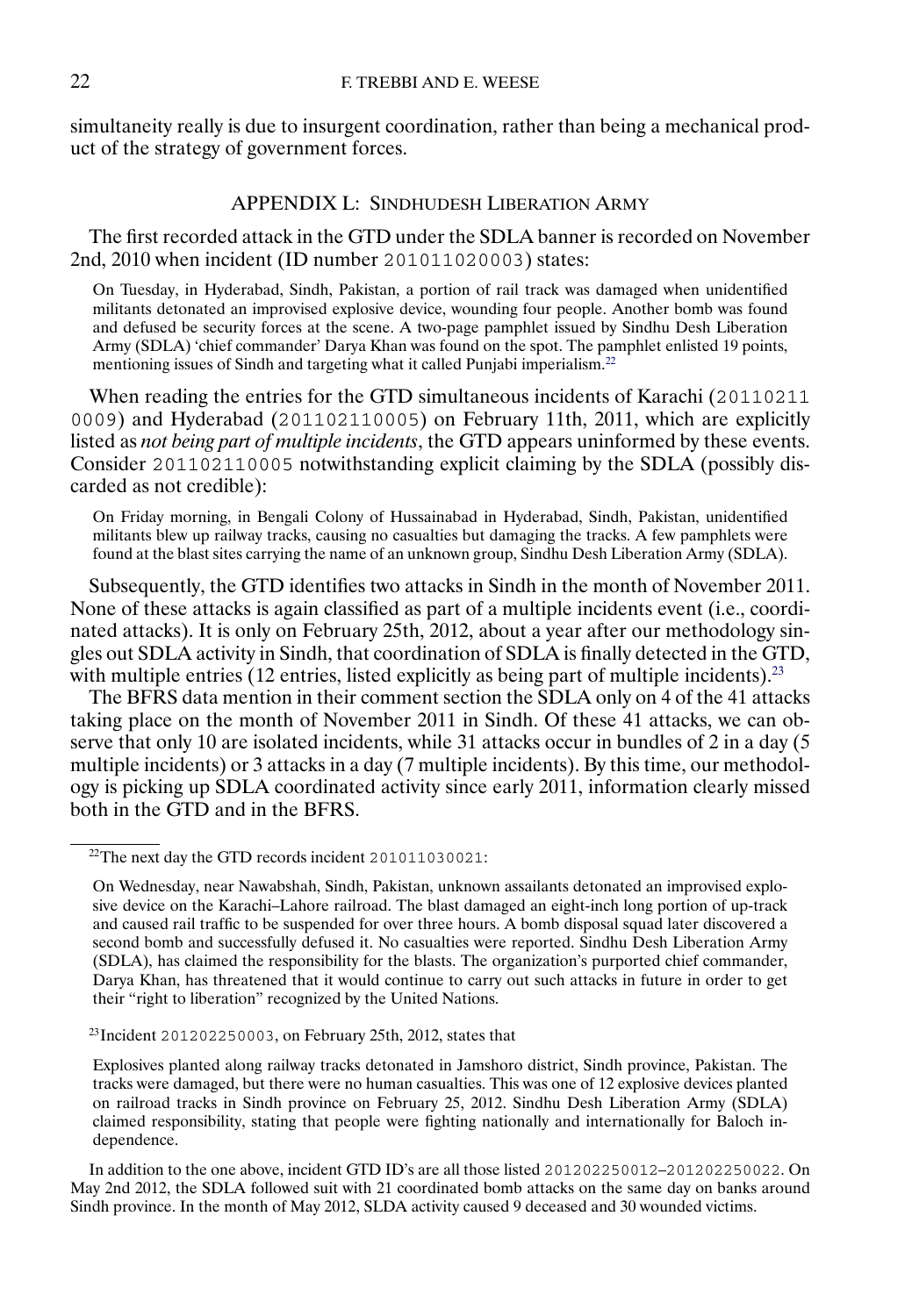simultaneity really is due to insurgent coordination, rather than being a mechanical product of the strategy of government forces.

## APPENDIX L: SINDHUDESH LIBERATION ARMY

The first recorded attack in the GTD under the SDLA banner is recorded on November 2nd, 2010 when incident (ID number 201011020003) states:

> On Tuesday, in Hyderabad, Sindh, Pakistan, a portion of rail track was damaged when unidentified militants detonated an improvised explosive device, wounding four people. Another bomb was found and defused be security forces at the scene. A two-page pamphlet issued by Sindhu Desh Liberation Army (SDLA) 'chief commander' Darya Khan was found on the spot. The pamphlet enlisted 19 points, mentioning issues of Sindh and targeting what it called Punjabi imperialism.[22]

When reading the entries for the GTD simultaneous incidents of Karachi (201102110009) and Hyderabad (201102110005) on February 11th, 2011, which are explicitly listed as *not being part of multiple incidents*, the GTD appears uninformed by these events. Consider 201102110005 notwithstanding explicit claiming by the SDLA (possibly discarded as not credible):

> On Friday morning, in Bengali Colony of Hussainabad in Hyderabad, Sindh, Pakistan, unidentified militants blew up railway tracks, causing no casualties but damaging the tracks. A few pamphlets were found at the blast sites carrying the name of an unknown group, Sindhu Desh Liberation Army (SDLA).

Subsequently, the GTD identifies two attacks in Sindh in the month of November 2011. None of these attacks is again classified as part of a multiple incidents event (i.e., coordinated attacks). It is only on February 25th, 2012, about a year after our methodology singles out SDLA activity in Sindh, that coordination of SDLA is finally detected in the GTD, with multiple entries (12 entries, listed explicitly as being part of multiple incidents).[23]

The BFRS data mention in their comment section the SDLA only on 4 of the 41 attacks taking place on the month of November 2011 in Sindh. Of these 41 attacks, we can observe that only 10 are isolated incidents, while 31 attacks occur in bundles of 2 in a day (5 multiple incidents) or 3 attacks in a day (7 multiple incidents). By this time, our methodology is picking up SDLA coordinated activity since early 2011, information clearly missed both in the GTD and in the BFRS.

---

[22]The next day the GTD records incident 201011030021:

> On Wednesday, near Nawabshah, Sindh, Pakistan, unknown assailants detonated an improvised explosive device on the Karachi–Lahore railroad. The blast damaged an eight-inch long portion of up-track and caused rail traffic to be suspended for over three hours. A bomb disposal squad later discovered a second bomb and successfully defused it. No casualties were reported. Sindhu Desh Liberation Army (SDLA), has claimed the responsibility for the blasts. The organization's purported chief commander, Darya Khan, has threatened that it would continue to carry out such attacks in future in order to get their "right to liberation" recognized by the United Nations.

[23]Incident 201202250003, on February 25th, 2012, states that

> Explosives planted along railway tracks detonated in Jamshoro district, Sindh province, Pakistan. The tracks were damaged, but there were no human casualties. This was one of 12 explosive devices planted on railroad tracks in Sindh province on February 25, 2012. Sindhu Desh Liberation Army (SDLA) claimed responsibility, stating that people were fighting nationally and internationally for Baloch independence.

In addition to the one above, incident GTD ID's are all those listed 201202250012–201202250022. On May 2nd 2012, the SDLA followed suit with 21 coordinated bomb attacks on the same day on banks around Sindh province. In the month of May 2012, SLDA activity caused 9 deceased and 30 wounded victims.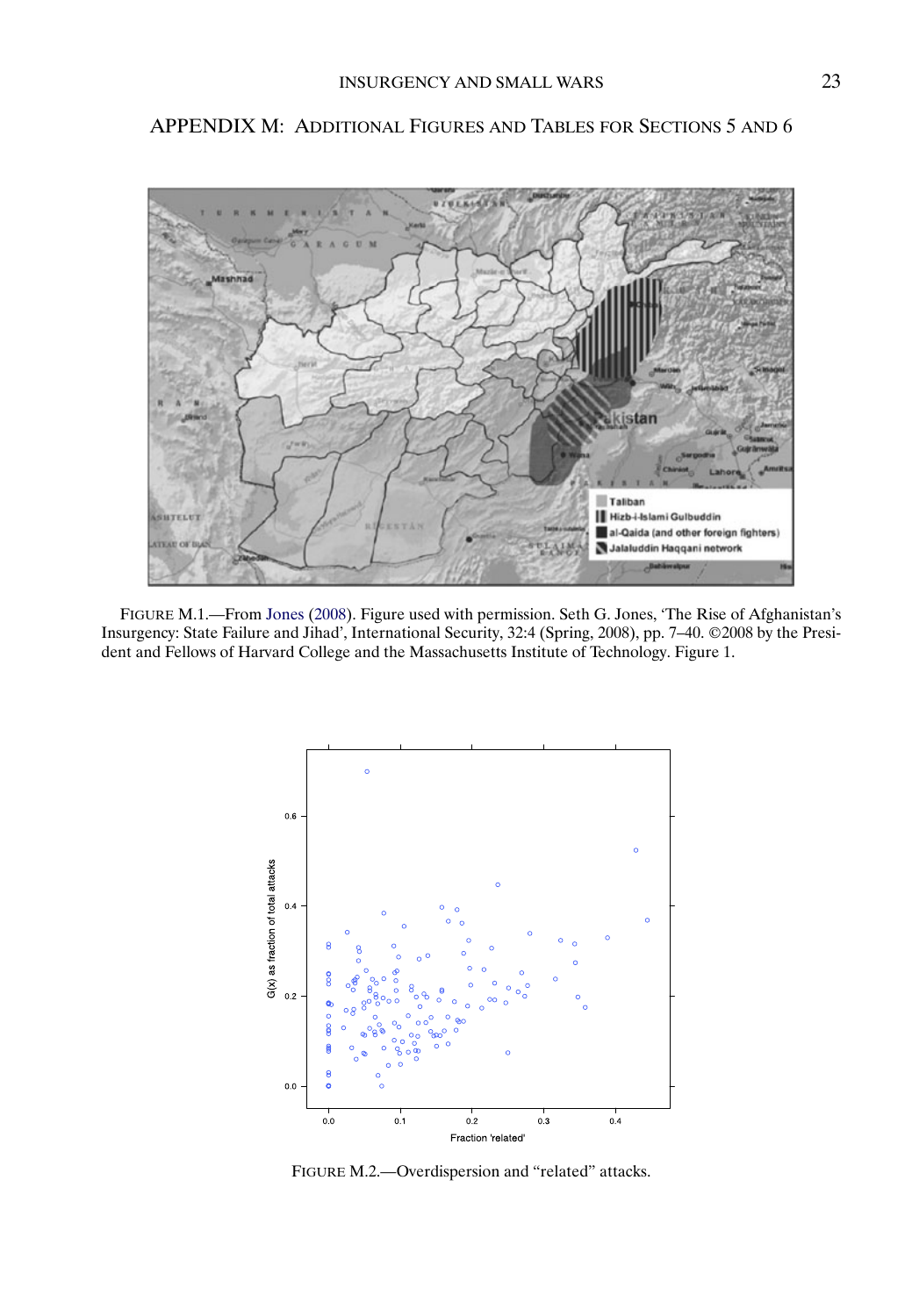## APPENDIX M: ADDITIONAL FIGURES AND TABLES FOR SECTIONS 5 AND 6

FIGURE M.1.—From Jones (2008). Figure used with permission. Seth G. Jones, 'The Rise of Afghanistan's Insurgency: State Failure and Jihad', International Security, 32:4 (Spring, 2008), pp. 7–40. ©2008 by the President and Fellows of Harvard College and the Massachusetts Institute of Technology. Figure 1.

FIGURE M.2.—Overdispersion and "related" attacks.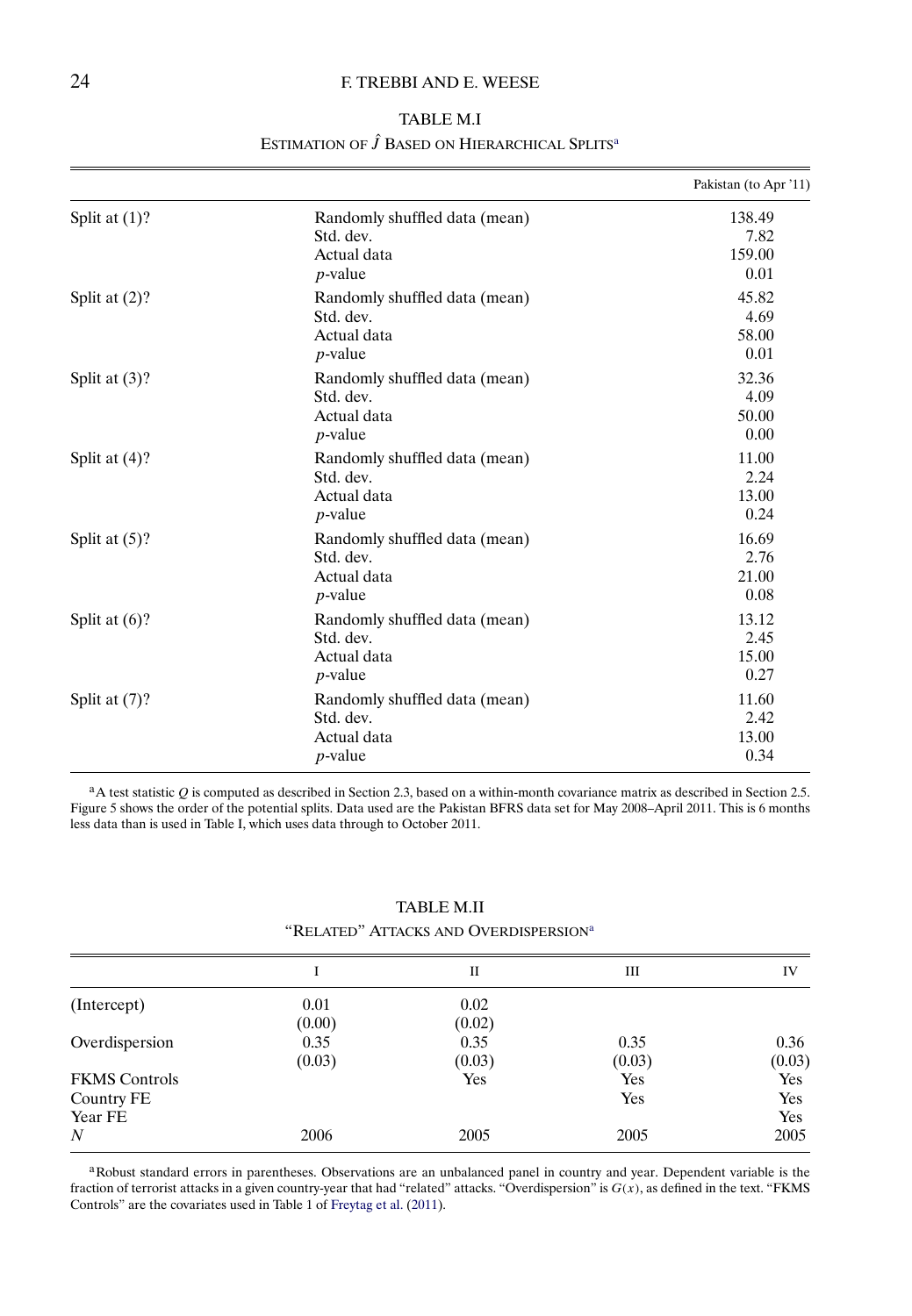TABLE M.I

ESTIMATION OF $\hat{J}$ BASED ON HIERARCHICAL SPLITS[a]

| | | Pakistan (to Apr '11) |
|---|---|---|
| Split at (1)? | Randomly shuffled data (mean) | 138.49 |
| | Std. dev. | 7.82 |
| | Actual data | 159.00 |
| | $p$-value | 0.01 |
| Split at (2)? | Randomly shuffled data (mean) | 45.82 |
| | Std. dev. | 4.69 |
| | Actual data | 58.00 |
| | $p$-value | 0.01 |
| Split at (3)? | Randomly shuffled data (mean) | 32.36 |
| | Std. dev. | 4.09 |
| | Actual data | 50.00 |
| | $p$-value | 0.00 |
| Split at (4)? | Randomly shuffled data (mean) | 11.00 |
| | Std. dev. | 2.24 |
| | Actual data | 13.00 |
| | $p$-value | 0.24 |
| Split at (5)? | Randomly shuffled data (mean) | 16.69 |
| | Std. dev. | 2.76 |
| | Actual data | 21.00 |
| | $p$-value | 0.08 |
| Split at (6)? | Randomly shuffled data (mean) | 13.12 |
| | Std. dev. | 2.45 |
| | Actual data | 15.00 |
| | $p$-value | 0.27 |
| Split at (7)? | Randomly shuffled data (mean) | 11.60 |
| | Std. dev. | 2.42 |
| | Actual data | 13.00 |
| | $p$-value | 0.34 |

[a]A test statistic $Q$ is computed as described in Section 2.3, based on a within-month covariance matrix as described in Section 2.5. Figure 5 shows the order of the potential splits. Data used are the Pakistan BFRS data set for May 2008–April 2011. This is 6 months less data than is used in Table I, which uses data through to October 2011.

TABLE M.II

"RELATED" ATTACKS AND OVERDISPERSION[a]

| | I | II | III | IV |
|---|---|---|---|---|
| (Intercept) | 0.01 | 0.02 | | |
| | (0.00) | (0.02) | | |
| Overdispersion | 0.35 | 0.35 | 0.35 | 0.36 |
| | (0.03) | (0.03) | (0.03) | (0.03) |
| FKMS Controls | | Yes | Yes | Yes |
| Country FE | | | Yes | Yes |
| Year FE | | | | Yes |
| $N$ | 2006 | 2005 | 2005 | 2005 |

[a]Robust standard errors in parentheses. Observations are an unbalanced panel in country and year. Dependent variable is the fraction of terrorist attacks in a given country-year that had "related" attacks. "Overdispersion" is $G(x)$, as defined in the text. "FKMS Controls" are the covariates used in Table 1 of Freytag et al. (2011).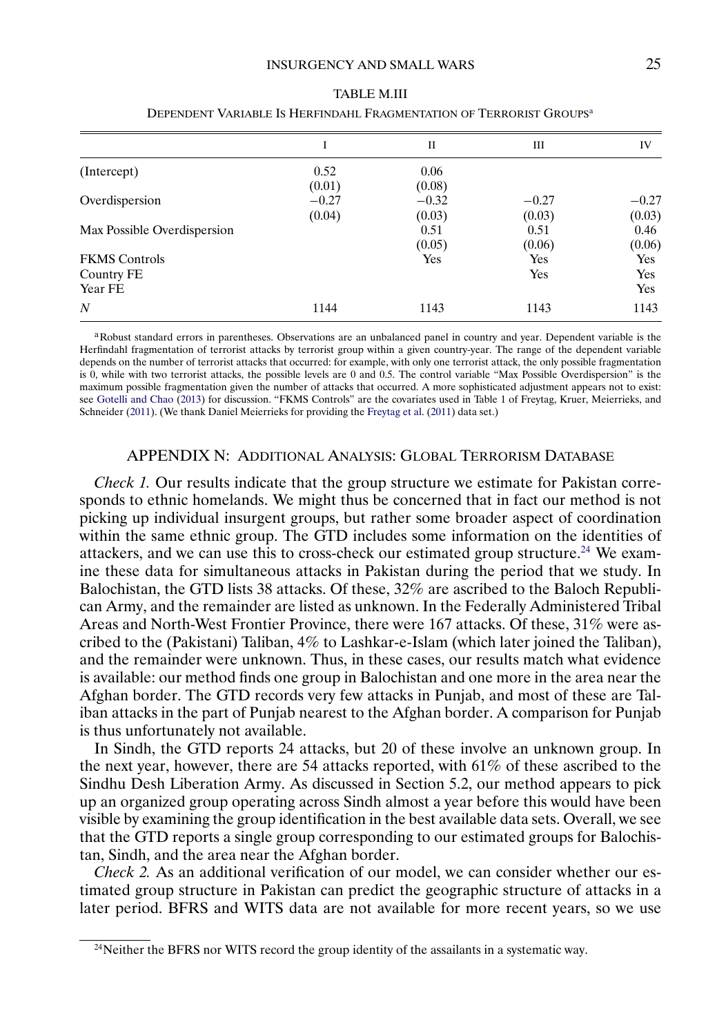TABLE M.III

DEPENDENT VARIABLE IS HERFINDAHL FRAGMENTATION OF TERRORIST GROUPS[a]

| | I | II | III | IV |
|---|---|---|---|---|
| (Intercept) | 0.52 | 0.06 | | |
| | (0.01) | (0.08) | | |
| Overdispersion | −0.27 | −0.32 | −0.27 | −0.27 |
| | (0.04) | (0.03) | (0.03) | (0.03) |
| Max Possible Overdispersion | | 0.51 | 0.51 | 0.46 |
| | | (0.05) | (0.06) | (0.06) |
| FKMS Controls | | Yes | Yes | Yes |
| Country FE | | | Yes | Yes |
| Year FE | | | | Yes |
| $N$ | 1144 | 1143 | 1143 | 1143 |

[a]Robust standard errors in parentheses. Observations are an unbalanced panel in country and year. Dependent variable is the Herfindahl fragmentation of terrorist attacks by terrorist group within a given country-year. The range of the dependent variable depends on the number of terrorist attacks that occurred: for example, with only one terrorist attack, the only possible fragmentation is 0, while with two terrorist attacks, the possible levels are 0 and 0.5. The control variable "Max Possible Overdispersion" is the maximum possible fragmentation given the number of attacks that occurred. A more sophisticated adjustment appears not to exist: see Gotelli and Chao (2013) for discussion. "FKMS Controls" are the covariates used in Table 1 of Freytag, Kruer, Meierrieks, and Schneider (2011). (We thank Daniel Meierrieks for providing the Freytag et al. (2011) data set.)

## APPENDIX N: ADDITIONAL ANALYSIS: GLOBAL TERRORISM DATABASE

*Check 1.* Our results indicate that the group structure we estimate for Pakistan corresponds to ethnic homelands. We might thus be concerned that in fact our method is not picking up individual insurgent groups, but rather some broader aspect of coordination within the same ethnic group. The GTD includes some information on the identities of attackers, and we can use this to cross-check our estimated group structure.[24] We examine these data for simultaneous attacks in Pakistan during the period that we study. In Balochistan, the GTD lists 38 attacks. Of these, 32% are ascribed to the Baloch Republican Army, and the remainder are listed as unknown. In the Federally Administered Tribal Areas and North-West Frontier Province, there were 167 attacks. Of these, 31% were ascribed to the (Pakistani) Taliban, 4% to Lashkar-e-Islam (which later joined the Taliban), and the remainder were unknown. Thus, in these cases, our results match what evidence is available: our method finds one group in Balochistan and one more in the area near the Afghan border. The GTD records very few attacks in Punjab, and most of these are Taliban attacks in the part of Punjab nearest to the Afghan border. A comparison for Punjab is thus unfortunately not available.

In Sindh, the GTD reports 24 attacks, but 20 of these involve an unknown group. In the next year, however, there are 54 attacks reported, with 61% of these ascribed to the Sindhu Desh Liberation Army. As discussed in Section 5.2, our method appears to pick up an organized group operating across Sindh almost a year before this would have been visible by examining the group identification in the best available data sets. Overall, we see that the GTD reports a single group corresponding to our estimated groups for Balochistan, Sindh, and the area near the Afghan border.

*Check 2.* As an additional verification of our model, we can consider whether our estimated group structure in Pakistan can predict the geographic structure of attacks in a later period. BFRS and WITS data are not available for more recent years, so we use

[24]Neither the BFRS nor WITS record the group identity of the assailants in a systematic way.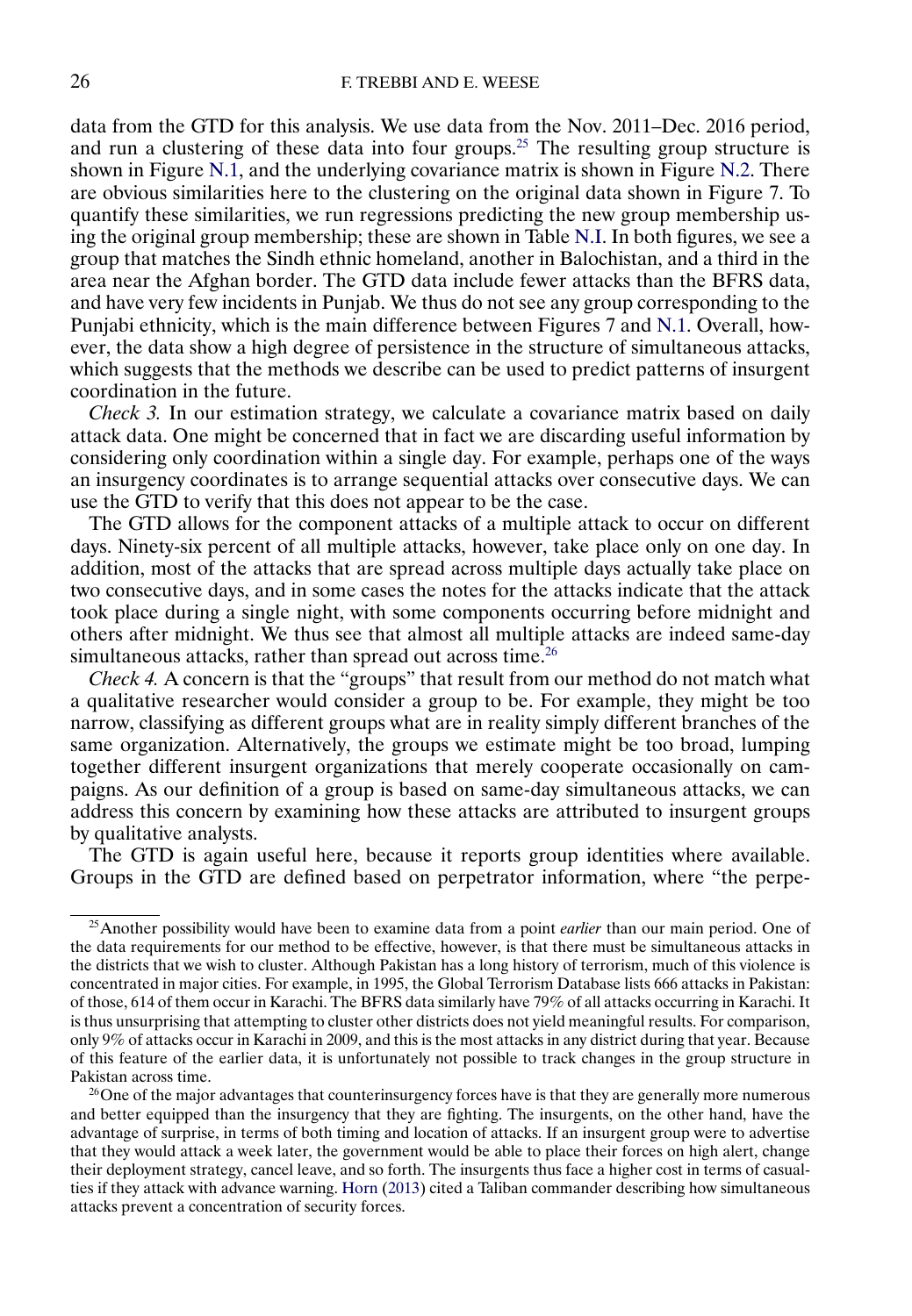data from the GTD for this analysis. We use data from the Nov. 2011–Dec. 2016 period, and run a clustering of these data into four groups.[25] The resulting group structure is shown in Figure N.1, and the underlying covariance matrix is shown in Figure N.2. There are obvious similarities here to the clustering on the original data shown in Figure 7. To quantify these similarities, we run regressions predicting the new group membership using the original group membership; these are shown in Table N.I. In both figures, we see a group that matches the Sindh ethnic homeland, another in Balochistan, and a third in the area near the Afghan border. The GTD data include fewer attacks than the BFRS data, and have very few incidents in Punjab. We thus do not see any group corresponding to the Punjabi ethnicity, which is the main difference between Figures 7 and N.1. Overall, however, the data show a high degree of persistence in the structure of simultaneous attacks, which suggests that the methods we describe can be used to predict patterns of insurgent coordination in the future.

*Check 3.* In our estimation strategy, we calculate a covariance matrix based on daily attack data. One might be concerned that in fact we are discarding useful information by considering only coordination within a single day. For example, perhaps one of the ways an insurgency coordinates is to arrange sequential attacks over consecutive days. We can use the GTD to verify that this does not appear to be the case.

The GTD allows for the component attacks of a multiple attack to occur on different days. Ninety-six percent of all multiple attacks, however, take place only on one day. In addition, most of the attacks that are spread across multiple days actually take place on two consecutive days, and in some cases the notes for the attacks indicate that the attack took place during a single night, with some components occurring before midnight and others after midnight. We thus see that almost all multiple attacks are indeed same-day simultaneous attacks, rather than spread out across time.[26]

*Check 4.* A concern is that the "groups" that result from our method do not match what a qualitative researcher would consider a group to be. For example, they might be too narrow, classifying as different groups what are in reality simply different branches of the same organization. Alternatively, the groups we estimate might be too broad, lumping together different insurgent organizations that merely cooperate occasionally on campaigns. As our definition of a group is based on same-day simultaneous attacks, we can address this concern by examining how these attacks are attributed to insurgent groups by qualitative analysts.

The GTD is again useful here, because it reports group identities where available. Groups in the GTD are defined based on perpetrator information, where "the perpe-

---

[25] Another possibility would have been to examine data from a point *earlier* than our main period. One of the data requirements for our method to be effective, however, is that there must be simultaneous attacks in the districts that we wish to cluster. Although Pakistan has a long history of terrorism, much of this violence is concentrated in major cities. For example, in 1995, the Global Terrorism Database lists 666 attacks in Pakistan: of those, 614 of them occur in Karachi. The BFRS data similarly have 79% of all attacks occurring in Karachi. It is thus unsurprising that attempting to cluster other districts does not yield meaningful results. For comparison, only 9% of attacks occur in Karachi in 2009, and this is the most attacks in any district during that year. Because of this feature of the earlier data, it is unfortunately not possible to track changes in the group structure in Pakistan across time.

[26] One of the major advantages that counterinsurgency forces have is that they are generally more numerous and better equipped than the insurgency that they are fighting. The insurgents, on the other hand, have the advantage of surprise, in terms of both timing and location of attacks. If an insurgent group were to advertise that they would attack a week later, the government would be able to place their forces on high alert, change their deployment strategy, cancel leave, and so forth. The insurgents thus face a higher cost in terms of casualties if they attack with advance warning. Horn (2013) cited a Taliban commander describing how simultaneous attacks prevent a concentration of security forces.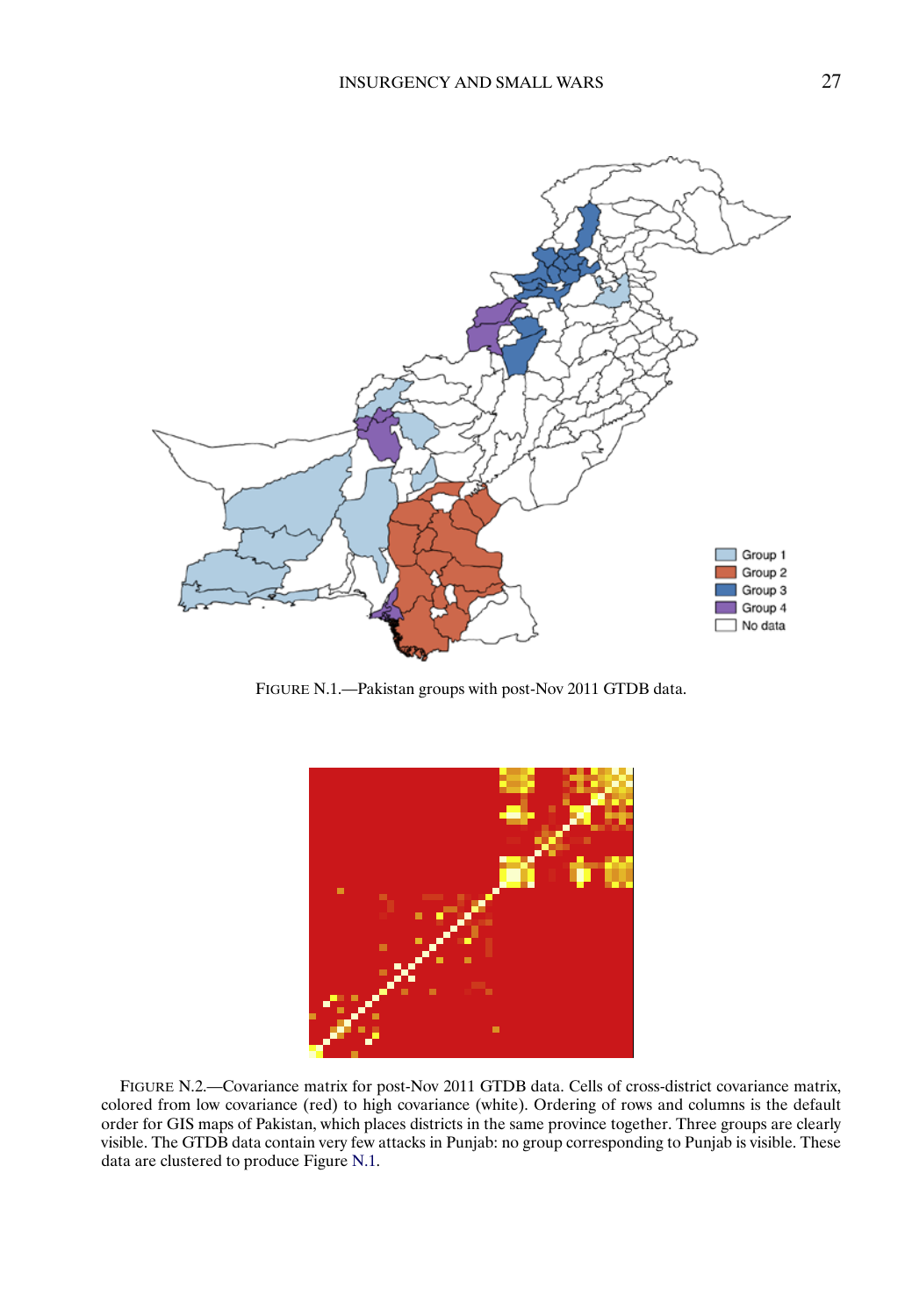FIGURE N.1.—Pakistan groups with post-Nov 2011 GTDB data.

FIGURE N.2.—Covariance matrix for post-Nov 2011 GTDB data. Cells of cross-district covariance matrix, colored from low covariance (red) to high covariance (white). Ordering of rows and columns is the default order for GIS maps of Pakistan, which places districts in the same province together. Three groups are clearly visible. The GTDB data contain very few attacks in Punjab: no group corresponding to Punjab is visible. These data are clustered to produce Figure N.1.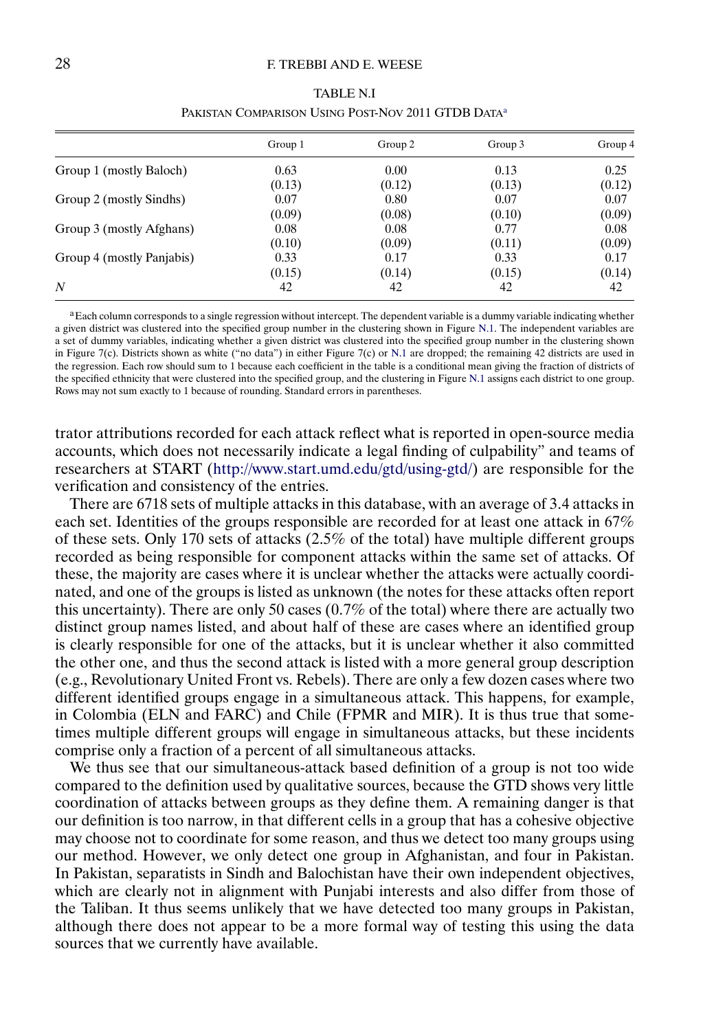TABLE N.I

PAKISTAN COMPARISON USING POST-NOV 2011 GTDB DATA[a]

| | Group 1 | Group 2 | Group 3 | Group 4 |
|---|---|---|---|---|
| Group 1 (mostly Baloch) | 0.63 | 0.00 | 0.13 | 0.25 |
| | (0.13) | (0.12) | (0.13) | (0.12) |
| Group 2 (mostly Sindhs) | 0.07 | 0.80 | 0.07 | 0.07 |
| | (0.09) | (0.08) | (0.10) | (0.09) |
| Group 3 (mostly Afghans) | 0.08 | 0.08 | 0.77 | 0.08 |
| | (0.10) | (0.09) | (0.11) | (0.09) |
| Group 4 (mostly Panjabis) | 0.33 | 0.17 | 0.33 | 0.17 |
| | (0.15) | (0.14) | (0.15) | (0.14) |
| $N$ | 42 | 42 | 42 | 42 |

[a]Each column corresponds to a single regression without intercept. The dependent variable is a dummy variable indicating whether a given district was clustered into the specified group number in the clustering shown in Figure N.1. The independent variables are a set of dummy variables, indicating whether a given district was clustered into the specified group number in the clustering shown in Figure 7(c). Districts shown as white ("no data") in either Figure 7(c) or N.1 are dropped; the remaining 42 districts are used in the regression. Each row should sum to 1 because each coefficient in the table is a conditional mean giving the fraction of districts of the specified ethnicity that were clustered into the specified group, and the clustering in Figure N.1 assigns each district to one group. Rows may not sum exactly to 1 because of rounding. Standard errors in parentheses.

trator attributions recorded for each attack reflect what is reported in open-source media accounts, which does not necessarily indicate a legal finding of culpability" and teams of researchers at START (http://www.start.umd.edu/gtd/using-gtd/) are responsible for the verification and consistency of the entries.

There are 6718 sets of multiple attacks in this database, with an average of 3.4 attacks in each set. Identities of the groups responsible are recorded for at least one attack in 67% of these sets. Only 170 sets of attacks (2.5% of the total) have multiple different groups recorded as being responsible for component attacks within the same set of attacks. Of these, the majority are cases where it is unclear whether the attacks were actually coordinated, and one of the groups is listed as unknown (the notes for these attacks often report this uncertainty). There are only 50 cases (0.7% of the total) where there are actually two distinct group names listed, and about half of these are cases where an identified group is clearly responsible for one of the attacks, but it is unclear whether it also committed the other one, and thus the second attack is listed with a more general group description (e.g., Revolutionary United Front vs. Rebels). There are only a few dozen cases where two different identified groups engage in a simultaneous attack. This happens, for example, in Colombia (ELN and FARC) and Chile (FPMR and MIR). It is thus true that sometimes multiple different groups will engage in simultaneous attacks, but these incidents comprise only a fraction of a percent of all simultaneous attacks.

We thus see that our simultaneous-attack based definition of a group is not too wide compared to the definition used by qualitative sources, because the GTD shows very little coordination of attacks between groups as they define them. A remaining danger is that our definition is too narrow, in that different cells in a group that has a cohesive objective may choose not to coordinate for some reason, and thus we detect too many groups using our method. However, we only detect one group in Afghanistan, and four in Pakistan. In Pakistan, separatists in Sindh and Balochistan have their own independent objectives, which are clearly not in alignment with Punjabi interests and also differ from those of the Taliban. It thus seems unlikely that we have detected too many groups in Pakistan, although there does not appear to be a more formal way of testing this using the data sources that we currently have available.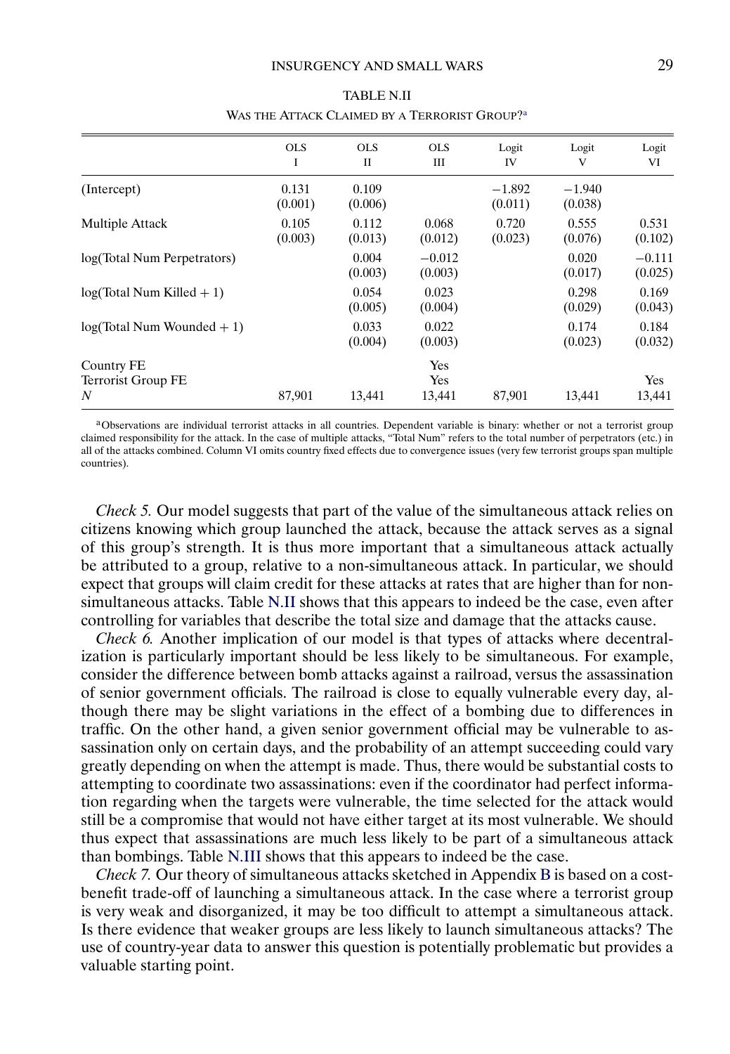TABLE N.II

WAS THE ATTACK CLAIMED BY A TERRORIST GROUP?[a]

| | OLS I | OLS II | OLS III | Logit IV | Logit V | Logit VI |
|---|---|---|---|---|---|---|
| (Intercept) | 0.131 (0.001) | 0.109 (0.006) | | −1.892 (0.011) | −1.940 (0.038) | |
| Multiple Attack | 0.105 (0.003) | 0.112 (0.013) | 0.068 (0.012) | 0.720 (0.023) | 0.555 (0.076) | 0.531 (0.102) |
| log(Total Num Perpetrators) | | 0.004 (0.003) | −0.012 (0.003) | | 0.020 (0.017) | −0.111 (0.025) |
| log(Total Num Killed + 1) | | 0.054 (0.005) | 0.023 (0.004) | | 0.298 (0.029) | 0.169 (0.043) |
| log(Total Num Wounded + 1) | | 0.033 (0.004) | 0.022 (0.003) | | 0.174 (0.023) | 0.184 (0.032) |
| Country FE | | | Yes | | | |
| Terrorist Group FE | | | Yes | | | Yes |
| *N* | 87,901 | 13,441 | 13,441 | 87,901 | 13,441 | 13,441 |

[a]Observations are individual terrorist attacks in all countries. Dependent variable is binary: whether or not a terrorist group claimed responsibility for the attack. In the case of multiple attacks, "Total Num" refers to the total number of perpetrators (etc.) in all of the attacks combined. Column VI omits country fixed effects due to convergence issues (very few terrorist groups span multiple countries).

*Check 5.* Our model suggests that part of the value of the simultaneous attack relies on citizens knowing which group launched the attack, because the attack serves as a signal of this group's strength. It is thus more important that a simultaneous attack actually be attributed to a group, relative to a non-simultaneous attack. In particular, we should expect that groups will claim credit for these attacks at rates that are higher than for non-simultaneous attacks. Table N.II shows that this appears to indeed be the case, even after controlling for variables that describe the total size and damage that the attacks cause.

*Check 6.* Another implication of our model is that types of attacks where decentralization is particularly important should be less likely to be simultaneous. For example, consider the difference between bomb attacks against a railroad, versus the assassination of senior government officials. The railroad is close to equally vulnerable every day, although there may be slight variations in the effect of a bombing due to differences in traffic. On the other hand, a given senior government official may be vulnerable to assassination only on certain days, and the probability of an attempt succeeding could vary greatly depending on when the attempt is made. Thus, there would be substantial costs to attempting to coordinate two assassinations: even if the coordinator had perfect information regarding when the targets were vulnerable, the time selected for the attack would still be a compromise that would not have either target at its most vulnerable. We should thus expect that assassinations are much less likely to be part of a simultaneous attack than bombings. Table N.III shows that this appears to indeed be the case.

*Check 7.* Our theory of simultaneous attacks sketched in Appendix B is based on a cost-benefit trade-off of launching a simultaneous attack. In the case where a terrorist group is very weak and disorganized, it may be too difficult to attempt a simultaneous attack. Is there evidence that weaker groups are less likely to launch simultaneous attacks? The use of country-year data to answer this question is potentially problematic but provides a valuable starting point.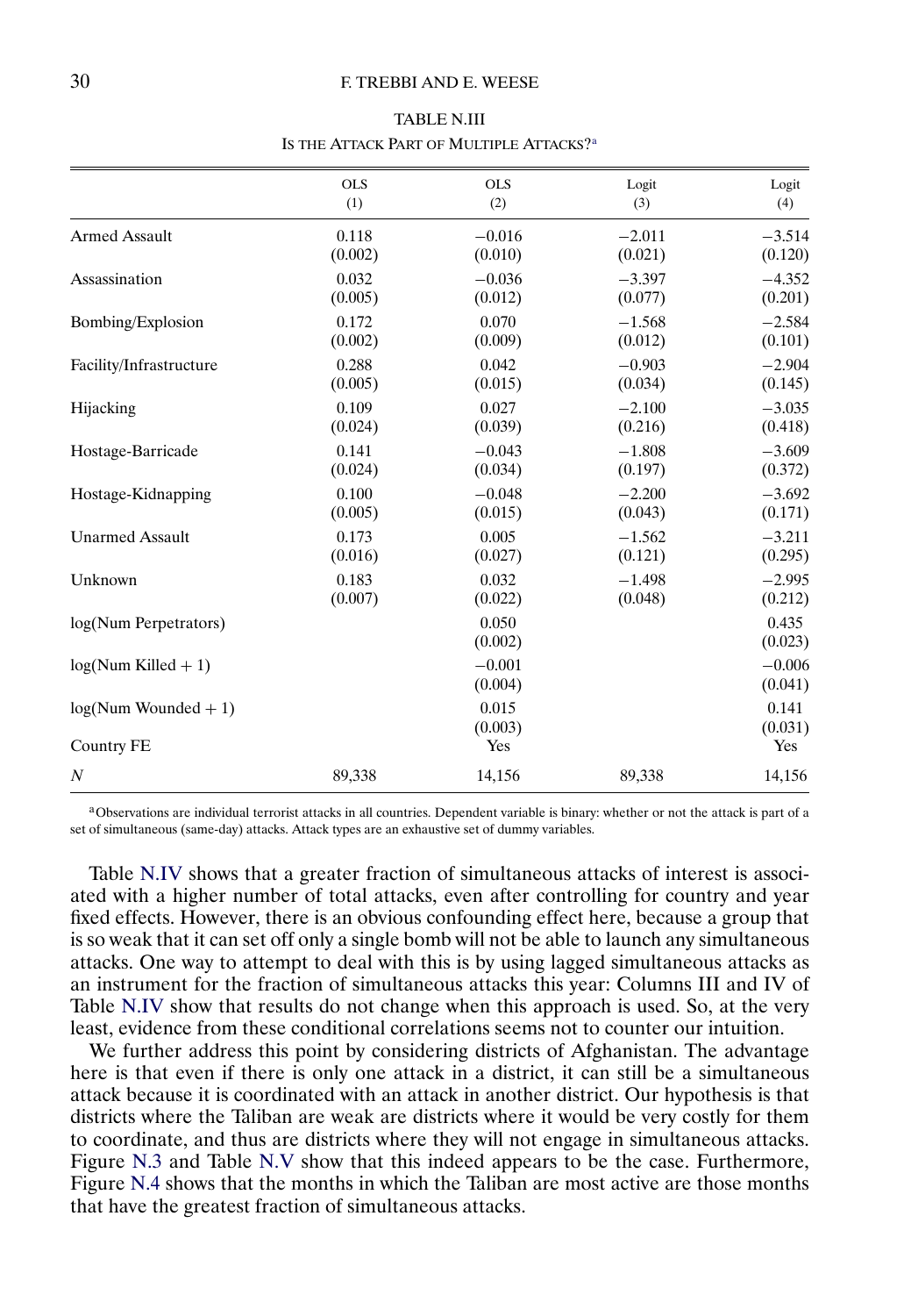TABLE N.III

IS THE ATTACK PART OF MULTIPLE ATTACKS?[a]

| | OLS (1) | OLS (2) | Logit (3) | Logit (4) |
|---|---|---|---|---|
| Armed Assault | 0.118 | −0.016 | −2.011 | −3.514 |
| | (0.002) | (0.010) | (0.021) | (0.120) |
| Assassination | 0.032 | −0.036 | −3.397 | −4.352 |
| | (0.005) | (0.012) | (0.077) | (0.201) |
| Bombing/Explosion | 0.172 | 0.070 | −1.568 | −2.584 |
| | (0.002) | (0.009) | (0.012) | (0.101) |
| Facility/Infrastructure | 0.288 | 0.042 | −0.903 | −2.904 |
| | (0.005) | (0.015) | (0.034) | (0.145) |
| Hijacking | 0.109 | 0.027 | −2.100 | −3.035 |
| | (0.024) | (0.039) | (0.216) | (0.418) |
| Hostage-Barricade | 0.141 | −0.043 | −1.808 | −3.609 |
| | (0.024) | (0.034) | (0.197) | (0.372) |
| Hostage-Kidnapping | 0.100 | −0.048 | −2.200 | −3.692 |
| | (0.005) | (0.015) | (0.043) | (0.171) |
| Unarmed Assault | 0.173 | 0.005 | −1.562 | −3.211 |
| | (0.016) | (0.027) | (0.121) | (0.295) |
| Unknown | 0.183 | 0.032 | −1.498 | −2.995 |
| | (0.007) | (0.022) | (0.048) | (0.212) |
| log(Num Perpetrators) | | 0.050 | | 0.435 |
| | | (0.002) | | (0.023) |
| log(Num Killed + 1) | | −0.001 | | −0.006 |
| | | (0.004) | | (0.041) |
| log(Num Wounded + 1) | | 0.015 | | 0.141 |
| | | (0.003) | | (0.031) |
| Country FE | | Yes | | Yes |
| $N$ | 89,338 | 14,156 | 89,338 | 14,156 |

[a]Observations are individual terrorist attacks in all countries. Dependent variable is binary: whether or not the attack is part of a set of simultaneous (same-day) attacks. Attack types are an exhaustive set of dummy variables.

Table N.IV shows that a greater fraction of simultaneous attacks of interest is associated with a higher number of total attacks, even after controlling for country and year fixed effects. However, there is an obvious confounding effect here, because a group that is so weak that it can set off only a single bomb will not be able to launch any simultaneous attacks. One way to attempt to deal with this is by using lagged simultaneous attacks as an instrument for the fraction of simultaneous attacks this year: Columns III and IV of Table N.IV show that results do not change when this approach is used. So, at the very least, evidence from these conditional correlations seems not to counter our intuition.

We further address this point by considering districts of Afghanistan. The advantage here is that even if there is only one attack in a district, it can still be a simultaneous attack because it is coordinated with an attack in another district. Our hypothesis is that districts where the Taliban are weak are districts where it would be very costly for them to coordinate, and thus are districts where they will not engage in simultaneous attacks. Figure N.3 and Table N.V show that this indeed appears to be the case. Furthermore, Figure N.4 shows that the months in which the Taliban are most active are those months that have the greatest fraction of simultaneous attacks.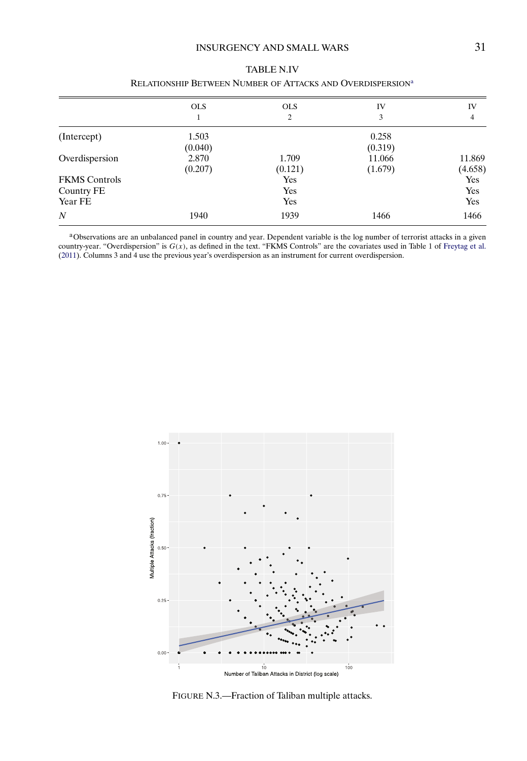TABLE N.IV

RELATIONSHIP BETWEEN NUMBER OF ATTACKS AND OVERDISPERSION[a]

| | OLS 1 | OLS 2 | IV 3 | IV 4 |
|---|---|---|---|---|
| (Intercept) | 1.503 | | 0.258 | |
| | (0.040) | | (0.319) | |
| Overdispersion | 2.870 | 1.709 | 11.066 | 11.869 |
| | (0.207) | (0.121) | (1.679) | (4.658) |
| FKMS Controls | | Yes | | Yes |
| Country FE | | Yes | | Yes |
| Year FE | | Yes | | Yes |
| $N$ | 1940 | 1939 | 1466 | 1466 |

[a]Observations are an unbalanced panel in country and year. Dependent variable is the log number of terrorist attacks in a given country-year. "Overdispersion" is $G(x)$, as defined in the text. "FKMS Controls" are the covariates used in Table 1 of Freytag et al. (2011). Columns 3 and 4 use the previous year's overdispersion as an instrument for current overdispersion.

FIGURE N.3.—Fraction of Taliban multiple attacks.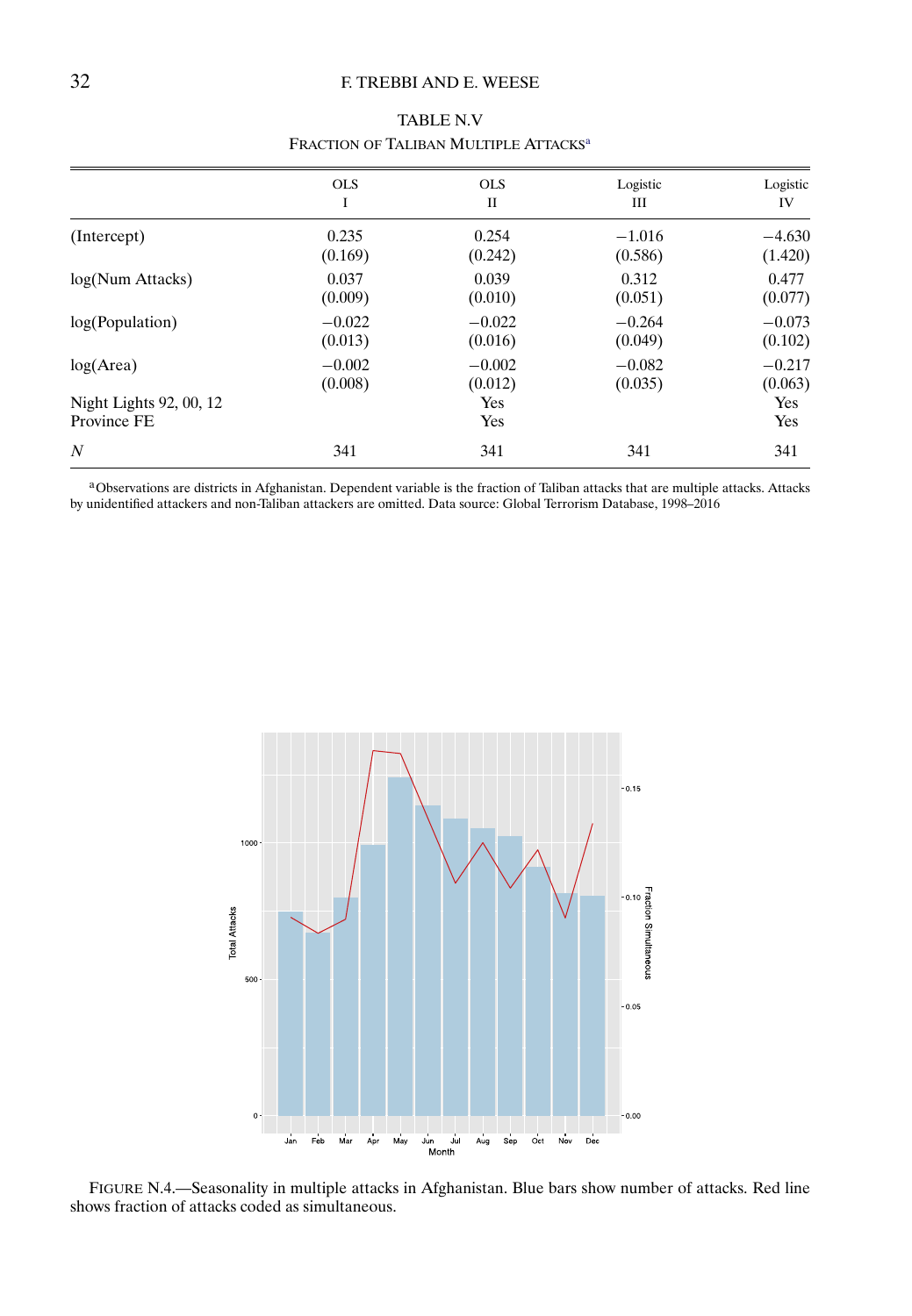TABLE N.V

FRACTION OF TALIBAN MULTIPLE ATTACKS[a]

| | OLS I | OLS II | Logistic III | Logistic IV |
|---|---|---|---|---|
| (Intercept) | 0.235 | 0.254 | −1.016 | −4.630 |
| | (0.169) | (0.242) | (0.586) | (1.420) |
| log(Num Attacks) | 0.037 | 0.039 | 0.312 | 0.477 |
| | (0.009) | (0.010) | (0.051) | (0.077) |
| log(Population) | −0.022 | −0.022 | −0.264 | −0.073 |
| | (0.013) | (0.016) | (0.049) | (0.102) |
| log(Area) | −0.002 | −0.002 | −0.082 | −0.217 |
| | (0.008) | (0.012) | (0.035) | (0.063) |
| Night Lights 92, 00, 12 | | Yes | | Yes |
| Province FE | | Yes | | Yes |
| $N$ | 341 | 341 | 341 | 341 |

[a]Observations are districts in Afghanistan. Dependent variable is the fraction of Taliban attacks that are multiple attacks. Attacks by unidentified attackers and non-Taliban attackers are omitted. Data source: Global Terrorism Database, 1998–2016

FIGURE N.4.—Seasonality in multiple attacks in Afghanistan. Blue bars show number of attacks. Red line shows fraction of attacks coded as simultaneous.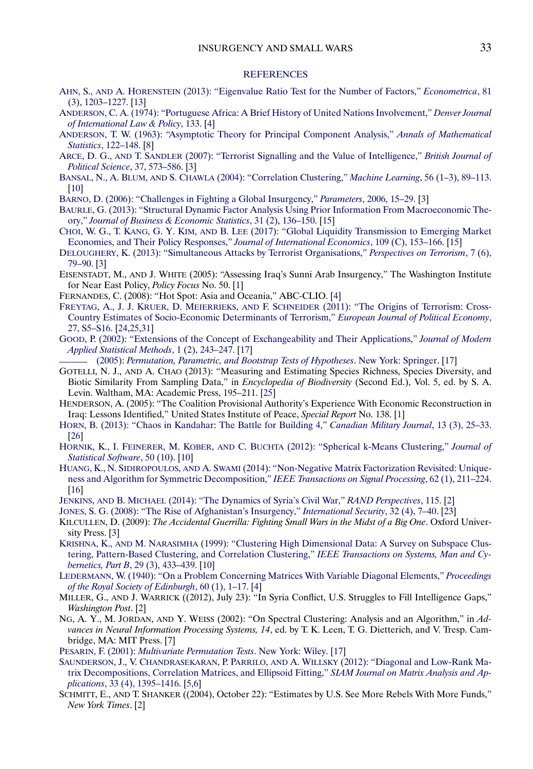## REFERENCES

Ahn, S., and A. Horenstein (2013): "Eigenvalue Ratio Test for the Number of Factors," *Econometrica*, 81 (3), 1203–1227. [13]

Anderson, C. A. (1974): "Portuguese Africa: A Brief History of United Nations Involvement," *Denver Journal of International Law & Policy*, 133. [4]

Anderson, T. W. (1963): "Asymptotic Theory for Principal Component Analysis," *Annals of Mathematical Statistics*, 122–148. [8]

Arce, D. G., and T. Sandler (2007): "Terrorist Signalling and the Value of Intelligence," *British Journal of Political Science*, 37, 573–586. [3]

Bansal, N., A. Blum, and S. Chawla (2004): "Correlation Clustering," *Machine Learning*, 56 (1–3), 89–113. [10]

Barno, D. (2006): "Challenges in Fighting a Global Insurgency," *Parameters*, 2006, 15–29. [3]

Baurle, G. (2013): "Structural Dynamic Factor Analysis Using Prior Information From Macroeconomic Theory," *Journal of Business & Economic Statistics*, 31 (2), 136–150. [15]

Choi, W. G., T. Kang, G. Y. Kim, and B. Lee (2017): "Global Liquidity Transmission to Emerging Market Economies, and Their Policy Responses," *Journal of International Economics*, 109 (C), 153–166. [15]

Deloughery, K. (2013): "Simultaneous Attacks by Terrorist Organisations," *Perspectives on Terrorism*, 7 (6), 79–90. [3]

Eisenstadt, M., and J. White (2005): "Assessing Iraq's Sunni Arab Insurgency," The Washington Institute for Near East Policy, *Policy Focus* No. 50. [1]

Fernandes, C. (2008): "Hot Spot: Asia and Oceania," ABC-CLIO. [4]

Freytag, A., J. J. Kruer, D. Meierrieks, and F. Schneider (2011): "The Origins of Terrorism: Cross-Country Estimates of Socio-Economic Determinants of Terrorism," *European Journal of Political Economy*, 27, S5–S16. [24,25,31]

Good, P. (2002): "Extensions of the Concept of Exchangeability and Their Applications," *Journal of Modern Applied Statistical Methods*, 1 (2), 243–247. [17]

——— (2005): *Permutation, Parametric, and Bootstrap Tests of Hypotheses*. New York: Springer. [17]

Gotelli, N. J., and A. Chao (2013): "Measuring and Estimating Species Richness, Species Diversity, and Biotic Similarity From Sampling Data," in *Encyclopedia of Biodiversity* (Second Ed.), Vol. 5, ed. by S. A. Levin. Waltham, MA: Academic Press, 195–211. [25]

Henderson, A. (2005): "The Coalition Provisional Authority's Experience With Economic Reconstruction in Iraq: Lessons Identified," United States Institute of Peace, *Special Report* No. 138. [1]

Horn, B. (2013): "Chaos in Kandahar: The Battle for Building 4," *Canadian Military Journal*, 13 (3), 25–33. [26]

Hornik, K., I. Feinerer, M. Kober, and C. Buchta (2012): "Spherical k-Means Clustering," *Journal of Statistical Software*, 50 (10). [10]

Huang, K., N. Sidiropoulos, and A. Swami (2014): "Non-Negative Matrix Factorization Revisited: Uniqueness and Algorithm for Symmetric Decomposition," *IEEE Transactions on Signal Processing*, 62 (1), 211–224. [16]

Jenkins, and B. Michael (2014): "The Dynamics of Syria's Civil War," *RAND Perspectives*, 115. [2]

Jones, S. G. (2008): "The Rise of Afghanistan's Insurgency," *International Security*, 32 (4), 7–40. [23]

Kilcullen, D. (2009): *The Accidental Guerrilla: Fighting Small Wars in the Midst of a Big One*. Oxford University Press. [3]

Krishna, K., and M. Narasimha (1999): "Clustering High Dimensional Data: A Survey on Subspace Clustering, Pattern-Based Clustering, and Correlation Clustering," *IEEE Transactions on Systems, Man and Cybernetics, Part B*, 29 (3), 433–439. [10]

Ledermann, W. (1940): "On a Problem Concerning Matrices With Variable Diagonal Elements," *Proceedings of the Royal Society of Edinburgh*, 60 (1), 1–17. [4]

Miller, G., and J. Warrick ((2012), July 23): "In Syria Conflict, U.S. Struggles to Fill Intelligence Gaps," *Washington Post*. [2]

Ng, A. Y., M. Jordan, and Y. Weiss (2002): "On Spectral Clustering: Analysis and an Algorithm," in *Advances in Neural Information Processing Systems, 14*, ed. by T. K. Leen, T. G. Dietterich, and V. Tresp. Cambridge, MA: MIT Press. [7]

Pesarin, F. (2001): *Multivariate Permutation Tests*. New York: Wiley. [17]

Saunderson, J., V. Chandrasekaran, P. Parrilo, and A. Willsky (2012): "Diagonal and Low-Rank Matrix Decompositions, Correlation Matrices, and Ellipsoid Fitting," *SIAM Journal on Matrix Analysis and Applications*, 33 (4), 1395–1416. [5,6]

Schmitt, E., and T. Shanker ((2004), October 22): "Estimates by U.S. See More Rebels With More Funds," *New York Times*. [2]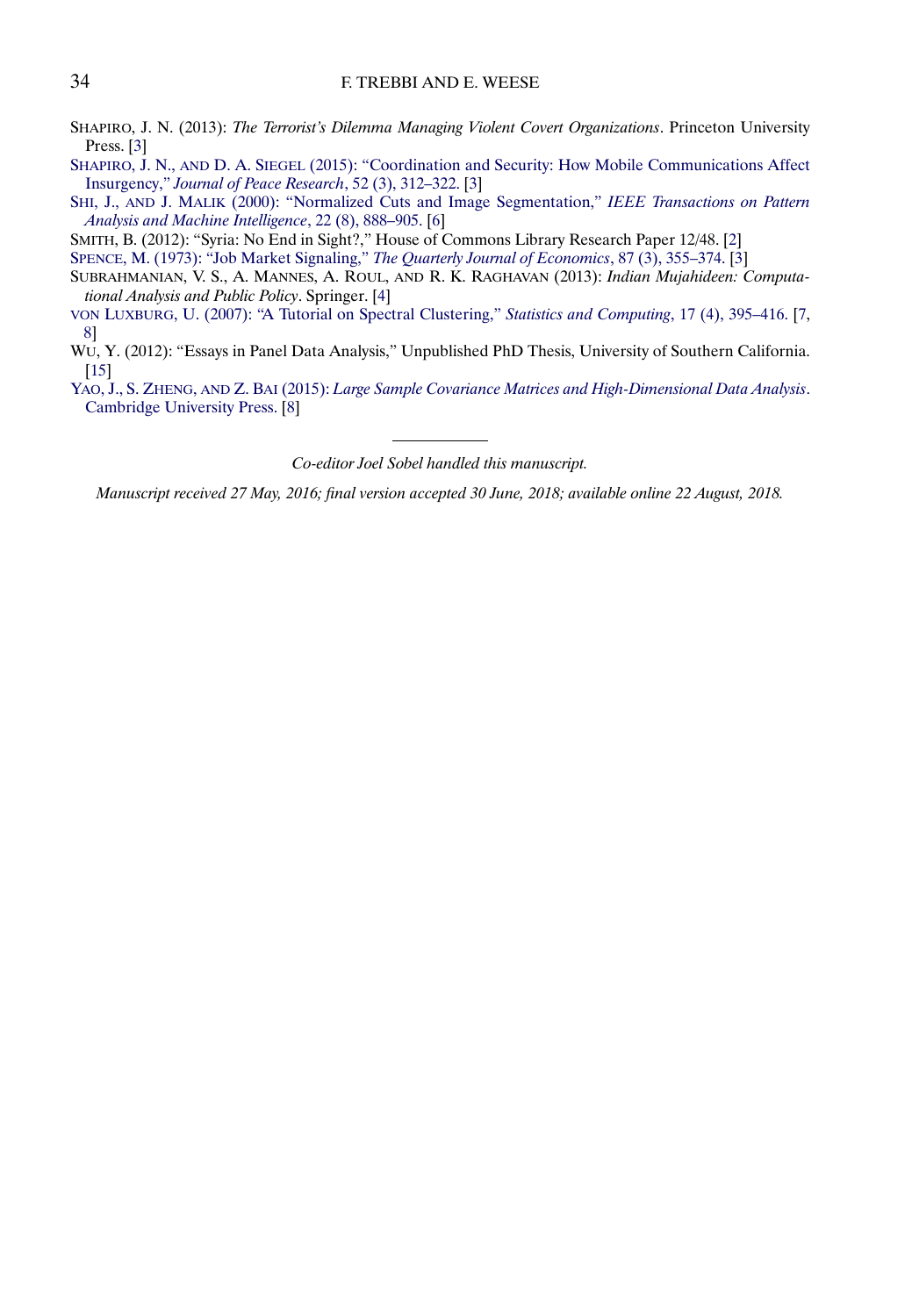SHAPIRO, J. N. (2013): *The Terrorist's Dilemma Managing Violent Covert Organizations*. Princeton University Press. [3]

SHAPIRO, J. N., AND D. A. SIEGEL (2015): "Coordination and Security: How Mobile Communications Affect Insurgency," *Journal of Peace Research*, 52 (3), 312–322. [3]

SHI, J., AND J. MALIK (2000): "Normalized Cuts and Image Segmentation," *IEEE Transactions on Pattern Analysis and Machine Intelligence*, 22 (8), 888–905. [6]

SMITH, B. (2012): "Syria: No End in Sight?," House of Commons Library Research Paper 12/48. [2]

SPENCE, M. (1973): "Job Market Signaling," *The Quarterly Journal of Economics*, 87 (3), 355–374. [3]

SUBRAHMANIAN, V. S., A. MANNES, A. ROUL, AND R. K. RAGHAVAN (2013): *Indian Mujahideen: Computational Analysis and Public Policy*. Springer. [4]

VON LUXBURG, U. (2007): "A Tutorial on Spectral Clustering," *Statistics and Computing*, 17 (4), 395–416. [7, 8]

WU, Y. (2012): "Essays in Panel Data Analysis," Unpublished PhD Thesis, University of Southern California. [15]

YAO, J., S. ZHENG, AND Z. BAI (2015): *Large Sample Covariance Matrices and High-Dimensional Data Analysis*. Cambridge University Press. [8]

---

*Co-editor Joel Sobel handled this manuscript.*

*Manuscript received 27 May, 2016; final version accepted 30 June, 2018; available online 22 August, 2018.*